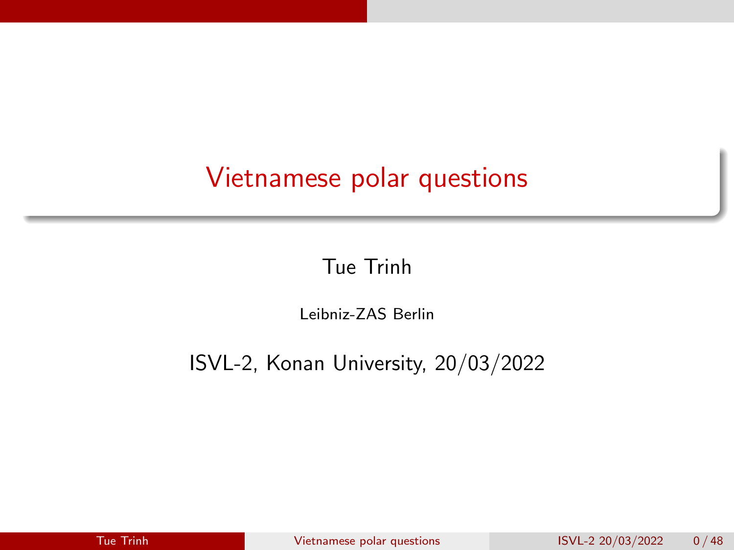# Vietnamese polar questions

Tue Trinh

Leibniz-ZAS Berlin

ISVL-2, Konan University, 20/03/2022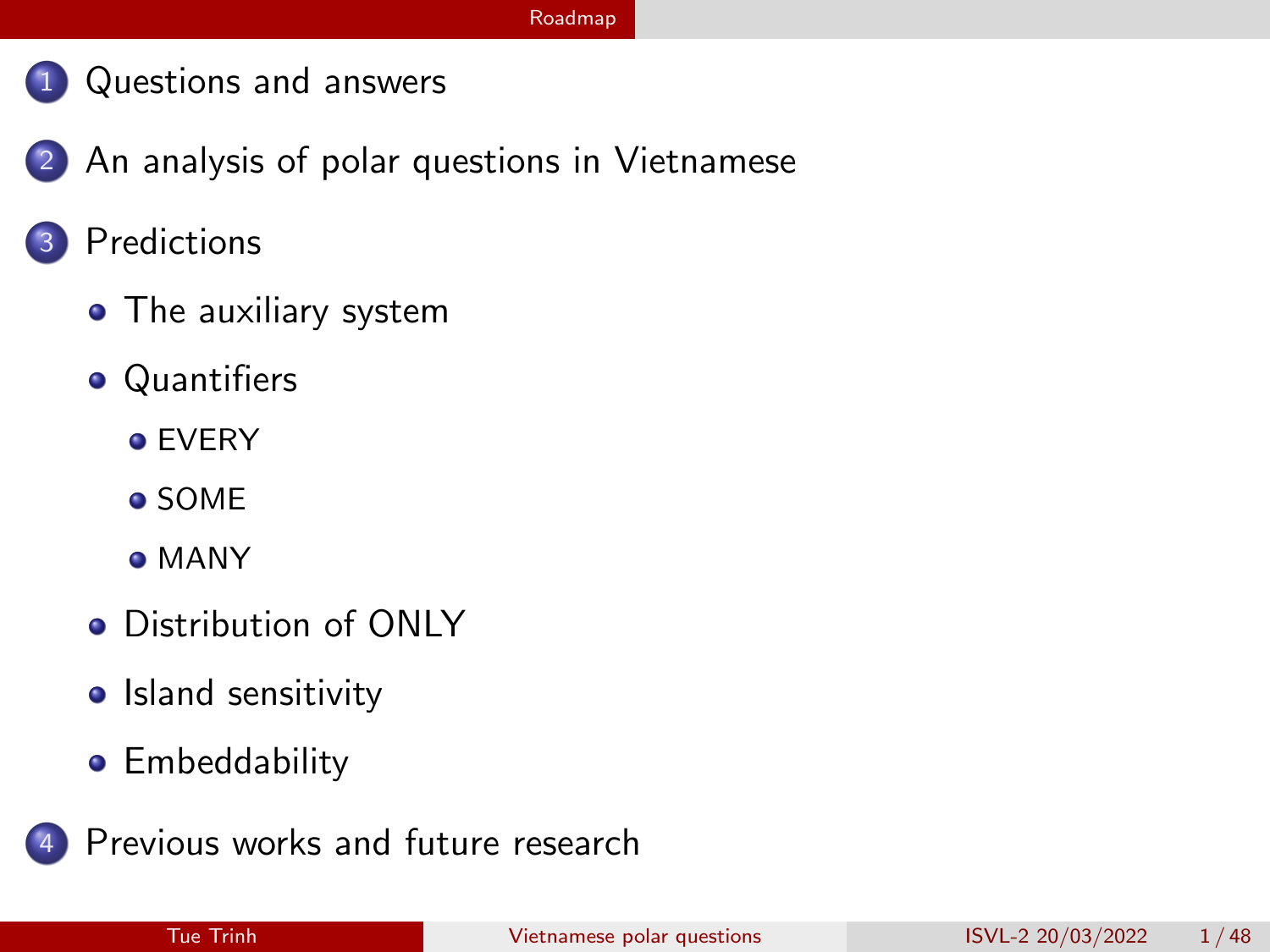# Roadmap

1. Questions and answers
2. An analysis of polar questions in Vietnamese
3. Predictions
   - The auxiliary system
   - Quantifiers
     - EVERY
     - SOME
     - MANY
   - Distribution of ONLY
   - Island sensitivity
   - Embeddability
4. Previous works and future research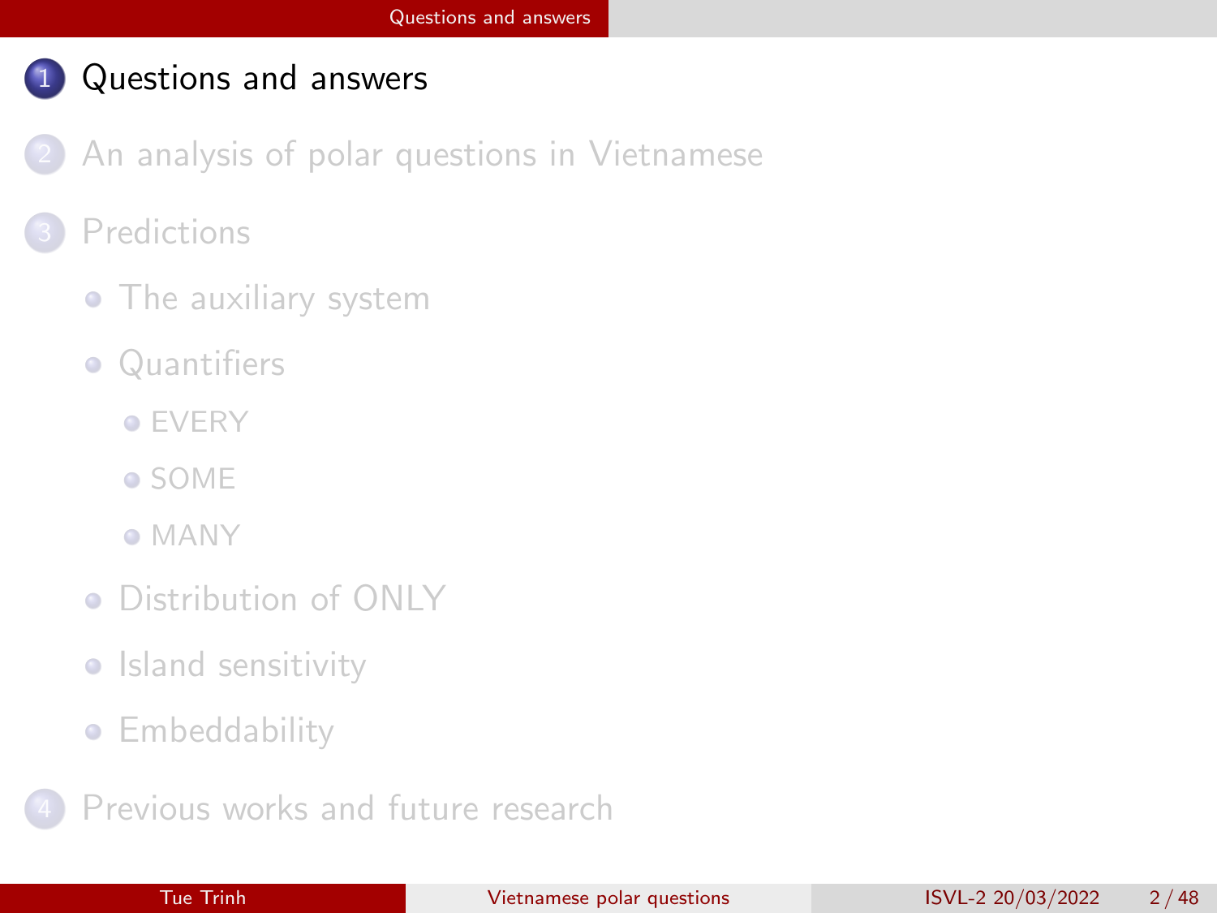1. Questions and answers
2. An analysis of polar questions in Vietnamese
3. Predictions
   - The auxiliary system
   - Quantifiers
     - EVERY
     - SOME
     - MANY
   - Distribution of ONLY
   - Island sensitivity
   - Embeddability
4. Previous works and future research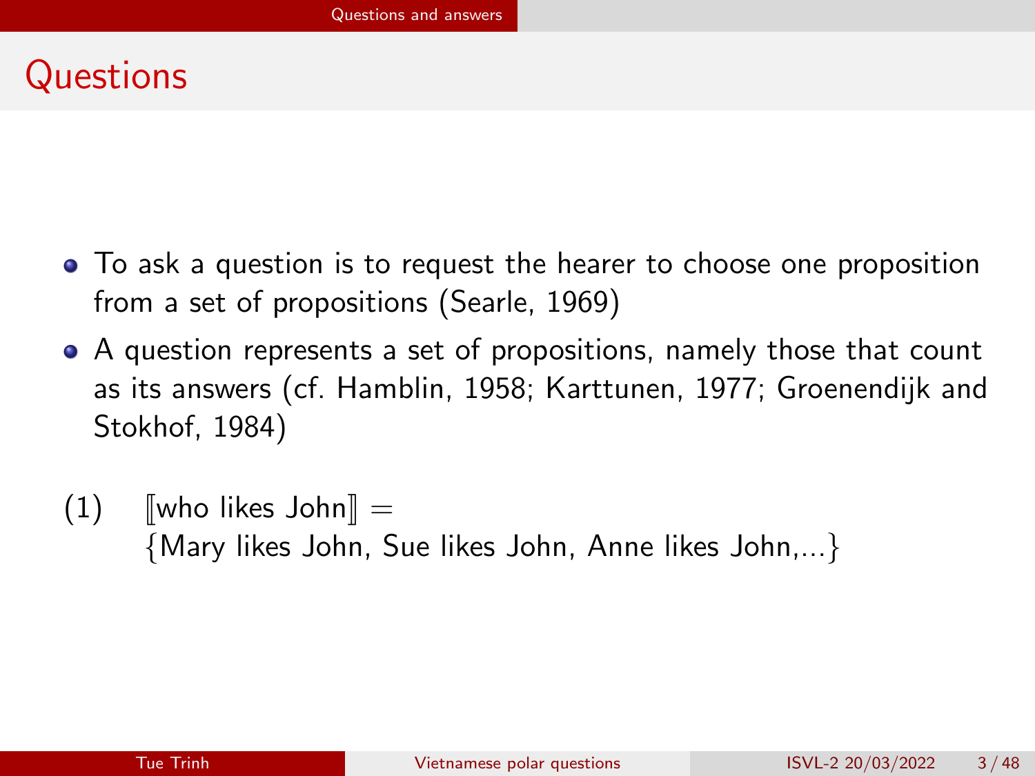# Questions

- To ask a question is to request the hearer to choose one proposition from a set of propositions (Searle, 1969)
- A question represents a set of propositions, namely those that count as its answers (cf. Hamblin, 1958; Karttunen, 1977; Groenendijk and Stokhof, 1984)

(1) $[\![$who likes John$]\!]$ =
{Mary likes John, Sue likes John, Anne likes John,...}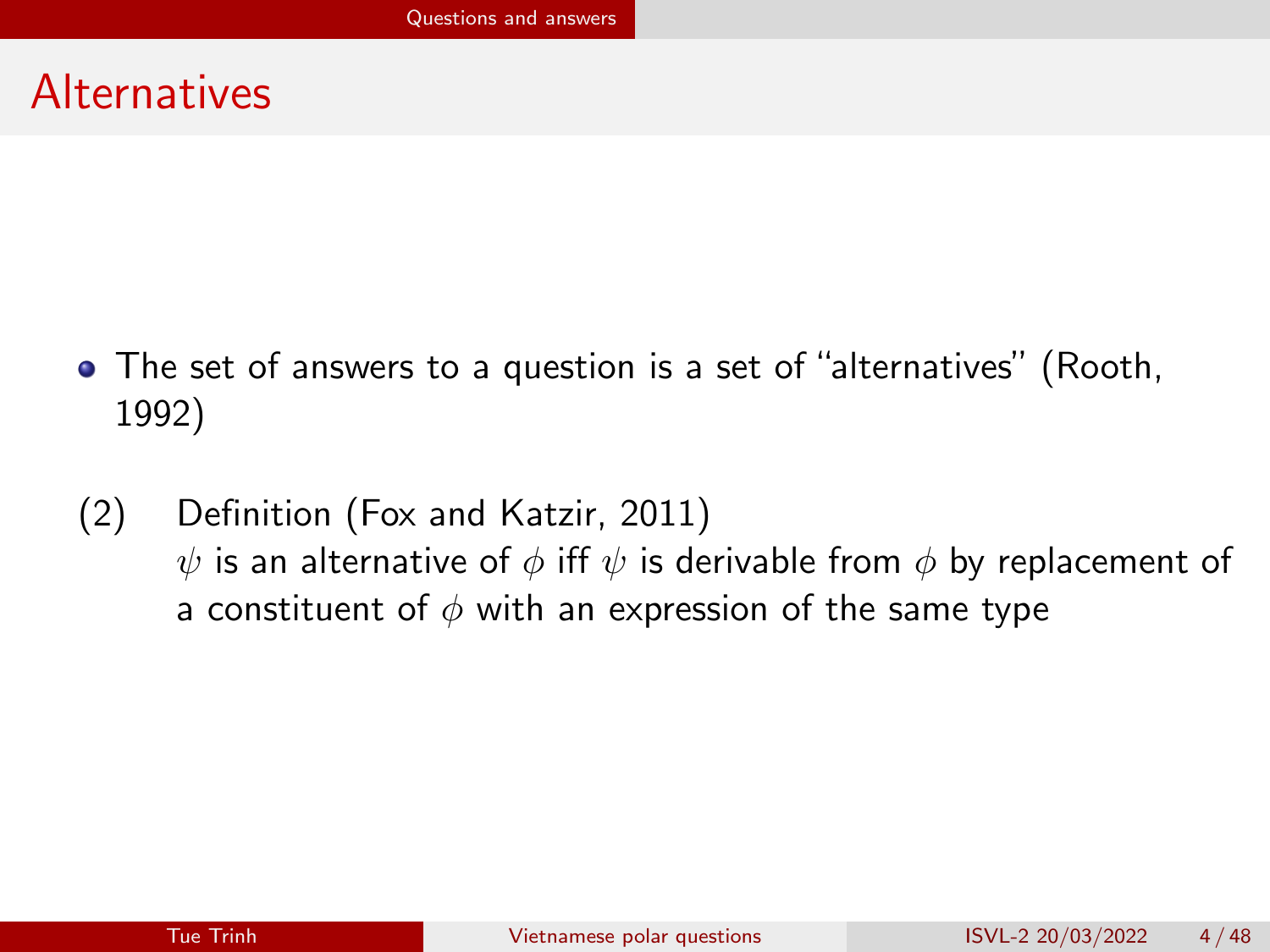# Alternatives

- The set of answers to a question is a set of "alternatives" (Rooth, 1992)

(2) Definition (Fox and Katzir, 2011)
$\psi$ is an alternative of $\phi$ iff $\psi$ is derivable from $\phi$ by replacement of a constituent of $\phi$ with an expression of the same type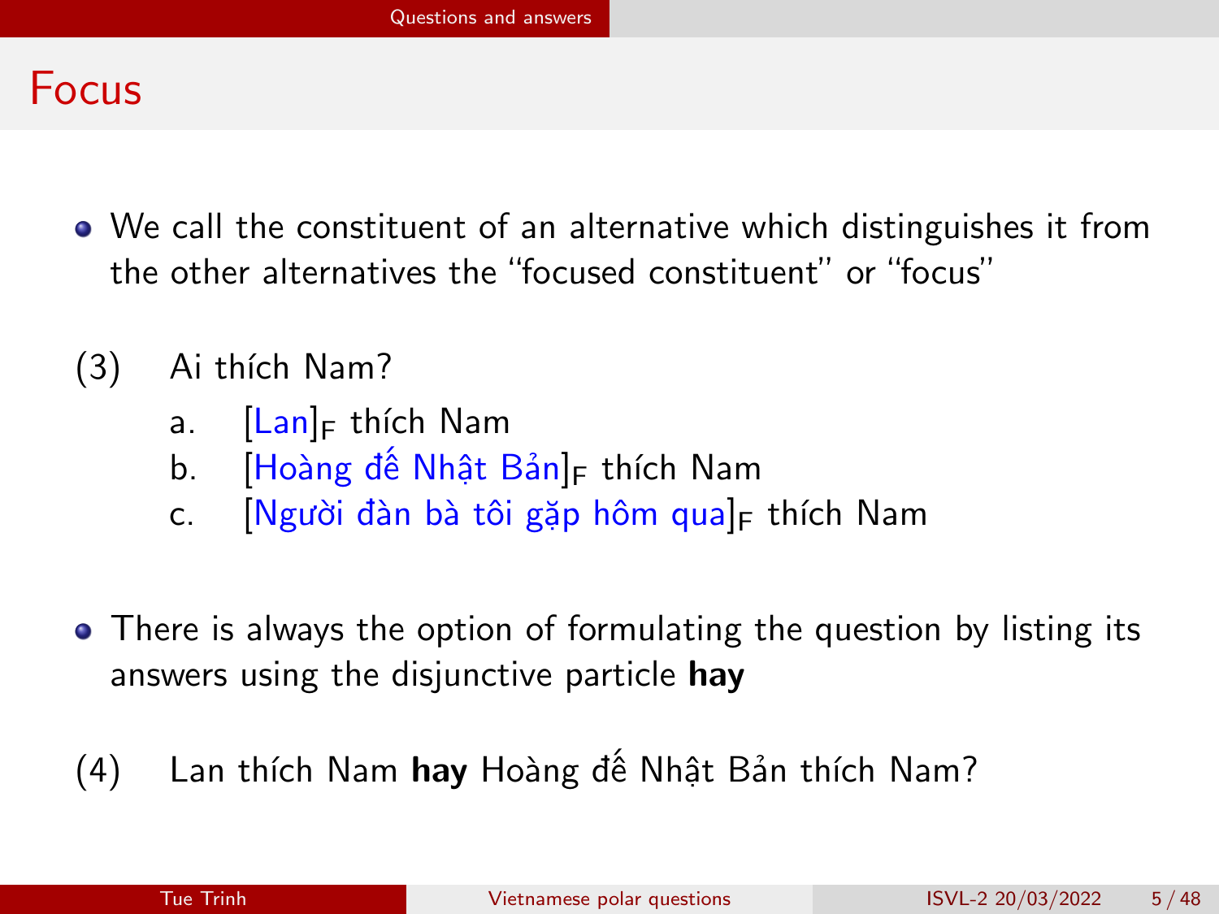# Focus

- We call the constituent of an alternative which distinguishes it from the other alternatives the "focused constituent" or "focus"

(3) Ai thích Nam?

a. [Lan]$_F$ thích Nam
b. [Hoàng đế Nhật Bản]$_F$ thích Nam
c. [Người đàn bà tôi gặp hôm qua]$_F$ thích Nam

- There is always the option of formulating the question by listing its answers using the disjunctive particle **hay**

(4) Lan thích Nam **hay** Hoàng đế Nhật Bản thích Nam?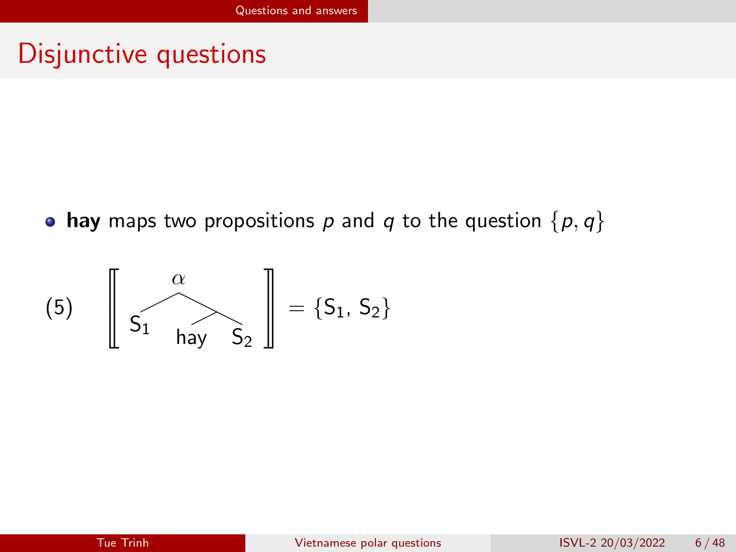# Disjunctive questions

- **hay** maps two propositions $p$ and $q$ to the question $\{p, q\}$

(5) $$\left[\!\left[ \ [_{\alpha}\ \mathrm{S}_1\ [\ \mathrm{hay}\ \ \mathrm{S}_2\ ]\ ] \ \right]\!\right] = \{\mathrm{S}_1,\ \mathrm{S}_2\}$$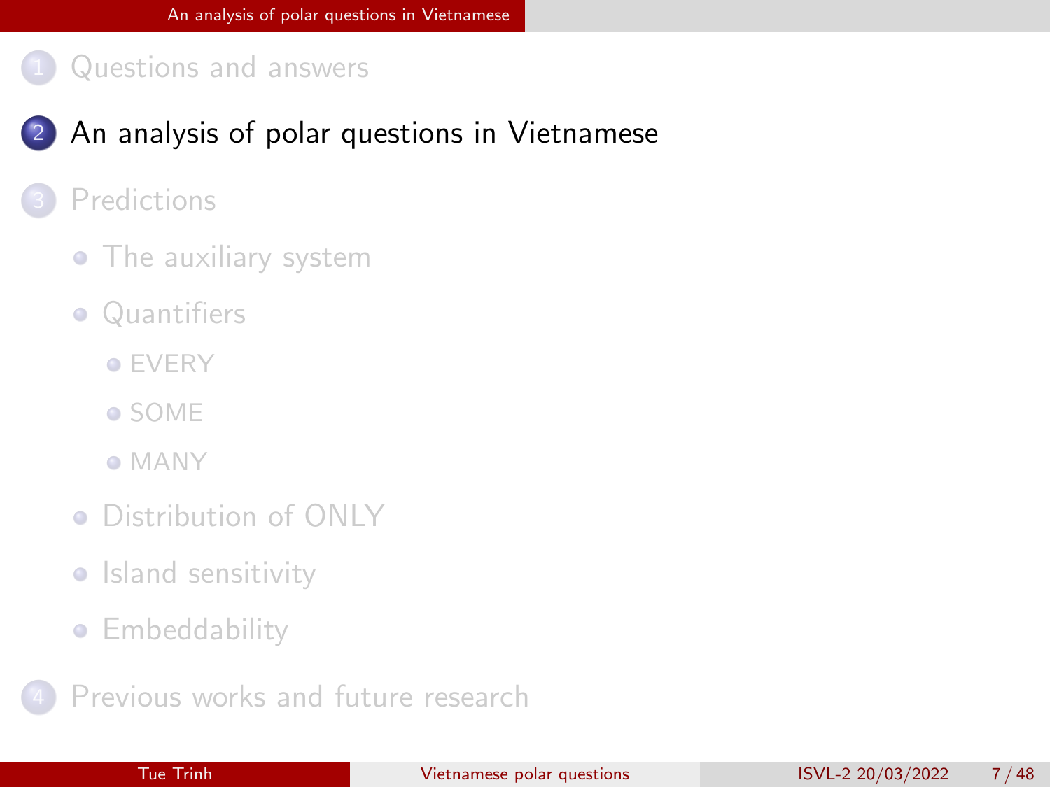1. Questions and answers

2. **An analysis of polar questions in Vietnamese**

3. Predictions
   - The auxiliary system
   - Quantifiers
     - EVERY
     - SOME
     - MANY
   - Distribution of ONLY
   - Island sensitivity
   - Embeddability

4. Previous works and future research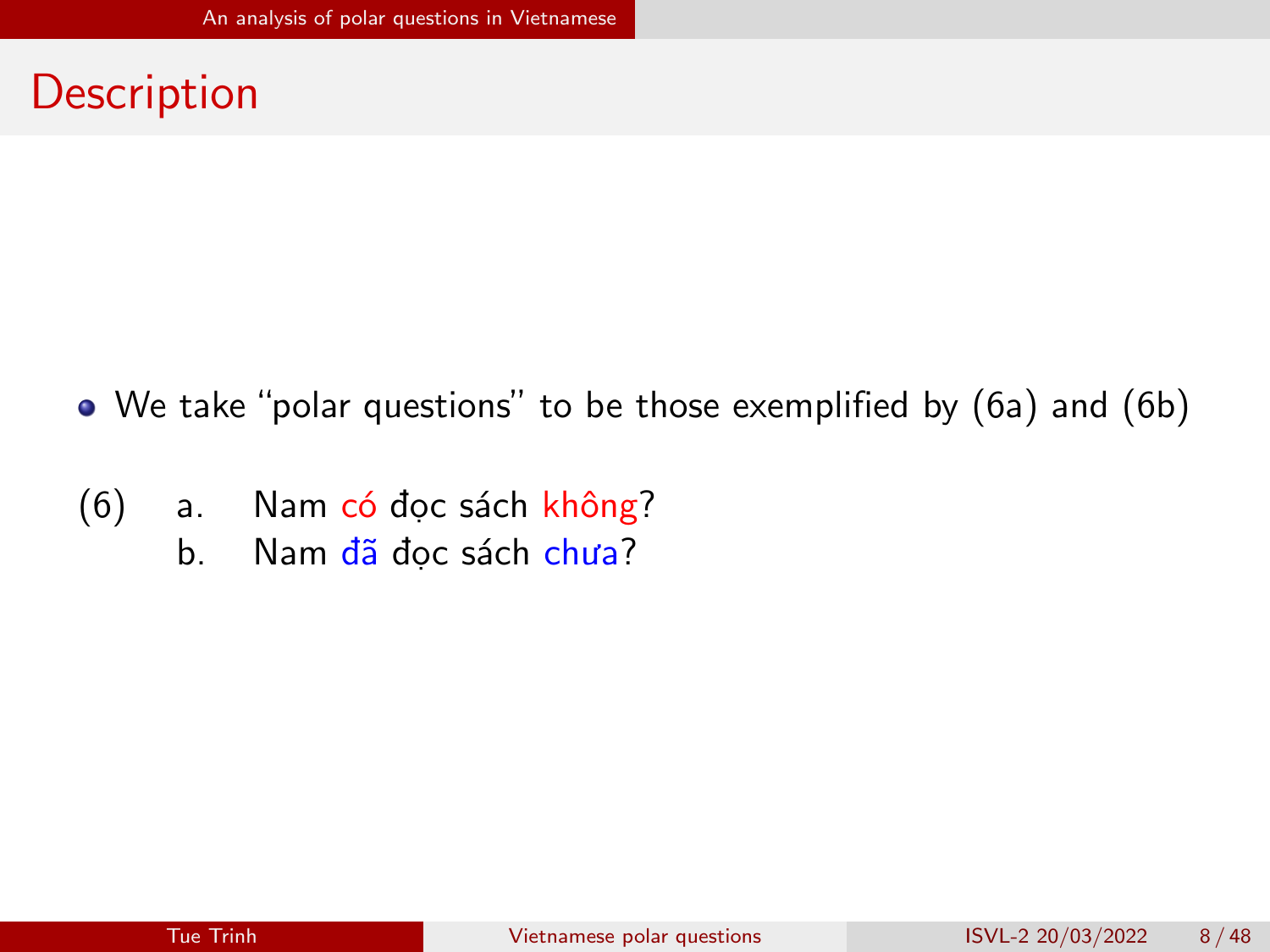# Description

- We take "polar questions" to be those exemplified by (6a) and (6b)

(6) a. Nam có đọc sách không?

b. Nam đã đọc sách chưa?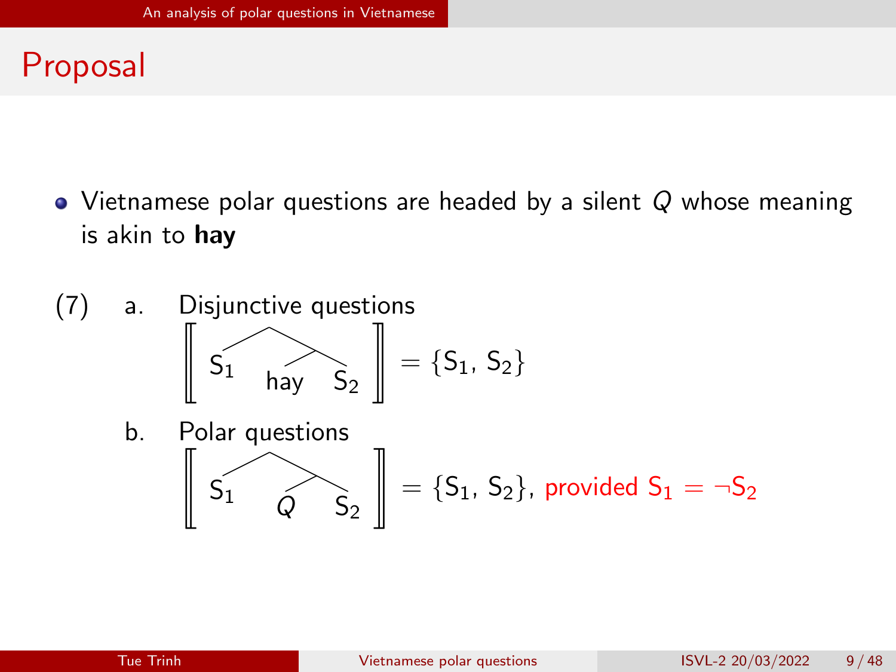## Proposal

- Vietnamese polar questions are headed by a silent $Q$ whose meaning is akin to **hay**

(7) a. Disjunctive questions

$$\left[\!\!\left[ \; [\, S_1 \; [\, \text{hay} \; S_2 \,] \,] \; \right]\!\!\right] = \{S_1,\, S_2\}$$

b. Polar questions

$$\left[\!\!\left[ \; [\, S_1 \; [\, Q \; S_2 \,] \,] \; \right]\!\!\right] = \{S_1,\, S_2\}, \text{ provided } S_1 = \neg S_2$$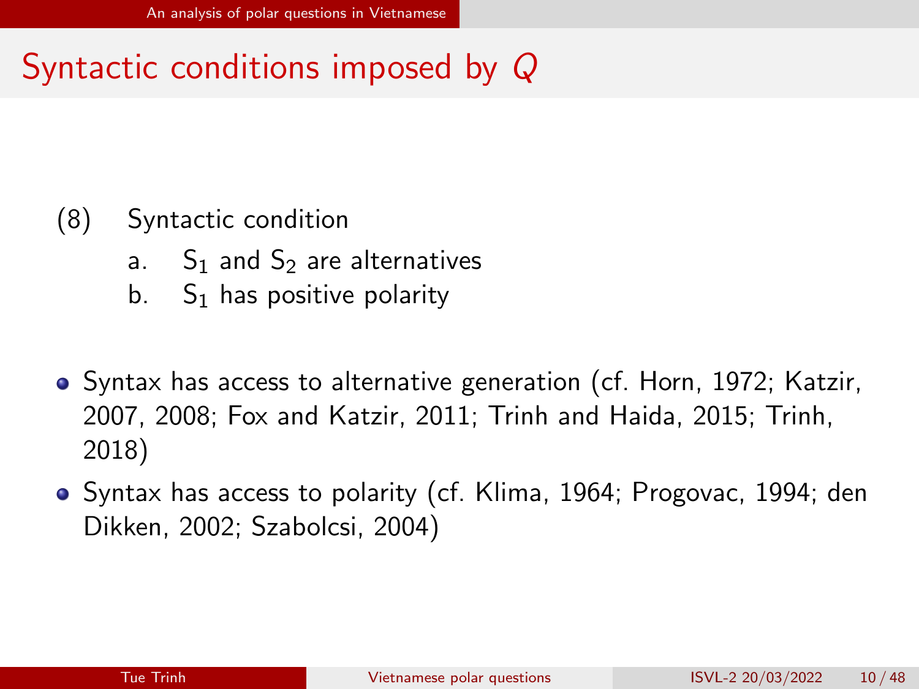# Syntactic conditions imposed by *Q*

(8) Syntactic condition

a. $S_1$ and $S_2$ are alternatives

b. $S_1$ has positive polarity

- Syntax has access to alternative generation (cf. Horn, 1972; Katzir, 2007, 2008; Fox and Katzir, 2011; Trinh and Haida, 2015; Trinh, 2018)
- Syntax has access to polarity (cf. Klima, 1964; Progovac, 1994; den Dikken, 2002; Szabolcsi, 2004)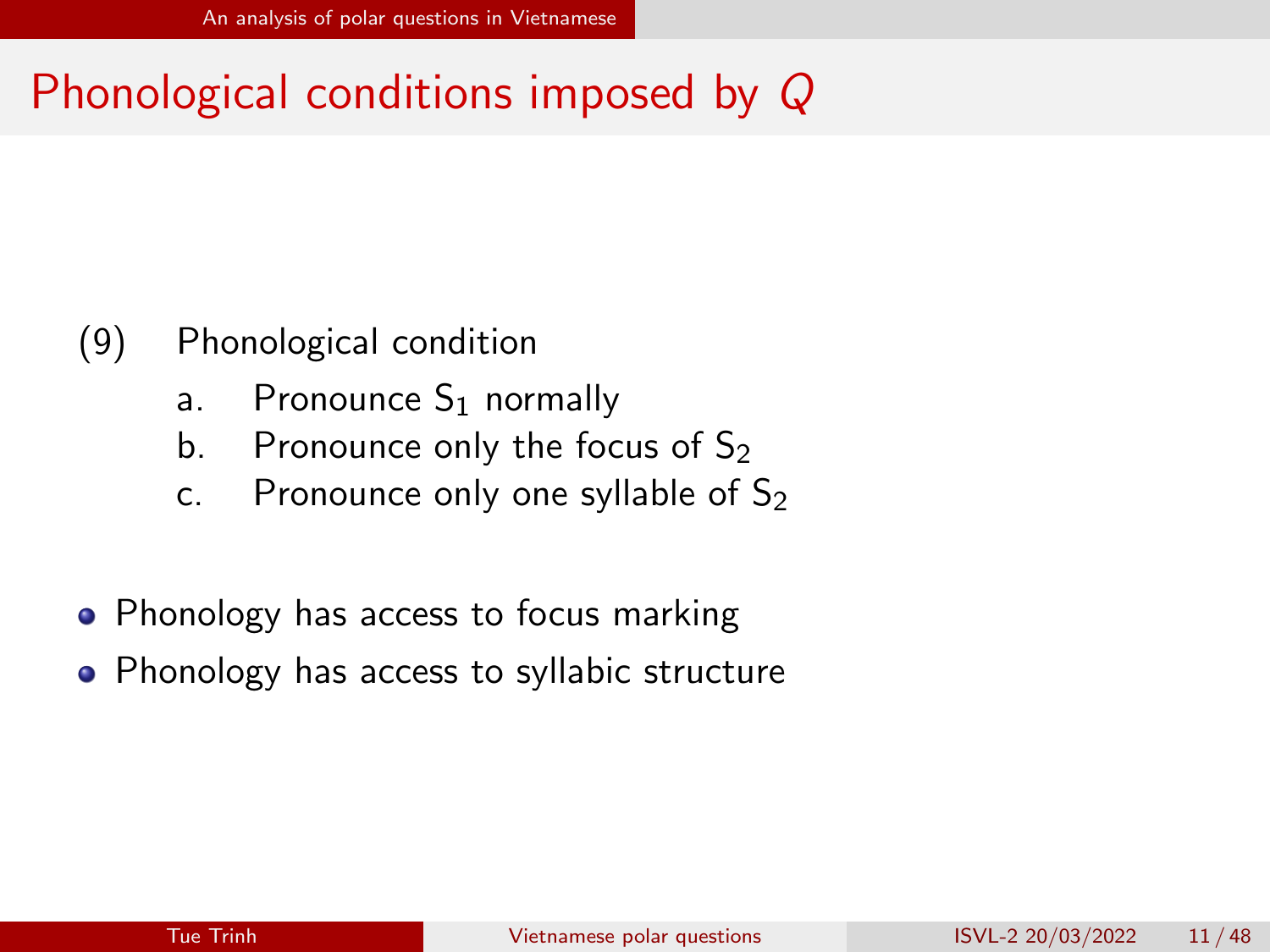# Phonological conditions imposed by *Q*

(9) Phonological condition

a. Pronounce $S_1$ normally

b. Pronounce only the focus of $S_2$

c. Pronounce only one syllable of $S_2$

- Phonology has access to focus marking
- Phonology has access to syllabic structure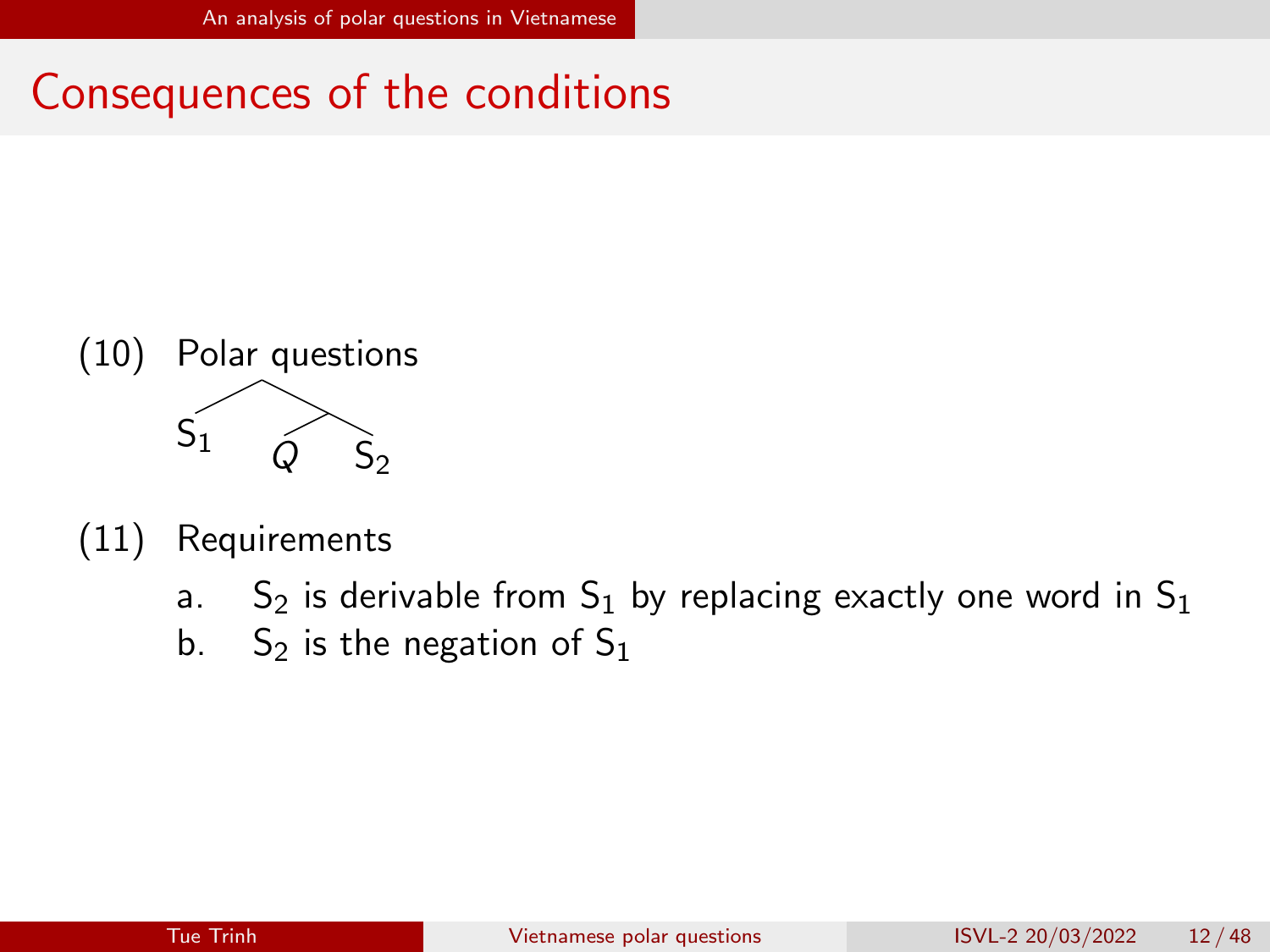# Consequences of the conditions

(10) Polar questions

```
      /\
     /  \
   S1   /\
       Q  S2
```

(11) Requirements

a. $S_2$ is derivable from $S_1$ by replacing exactly one word in $S_1$

b. $S_2$ is the negation of $S_1$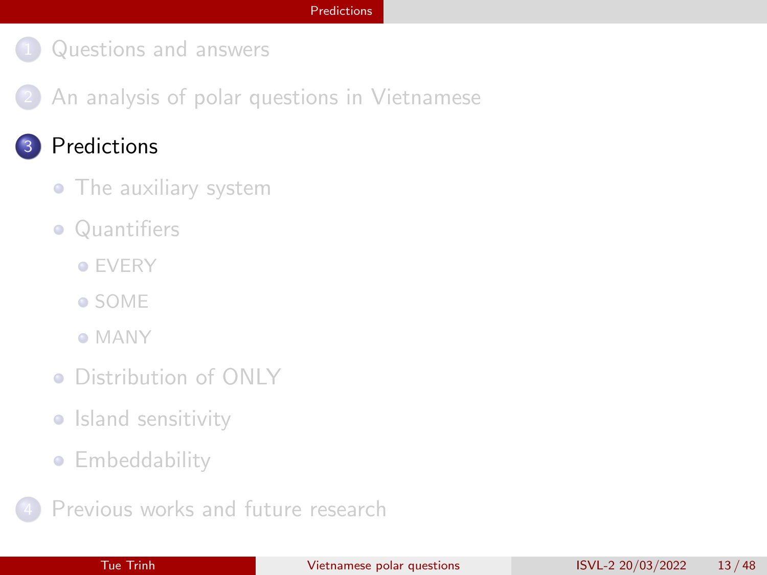1. Questions and answers
2. An analysis of polar questions in Vietnamese
3. **Predictions**
   - The auxiliary system
   - Quantifiers
     - EVERY
     - SOME
     - MANY
   - Distribution of ONLY
   - Island sensitivity
   - Embeddability
4. Previous works and future research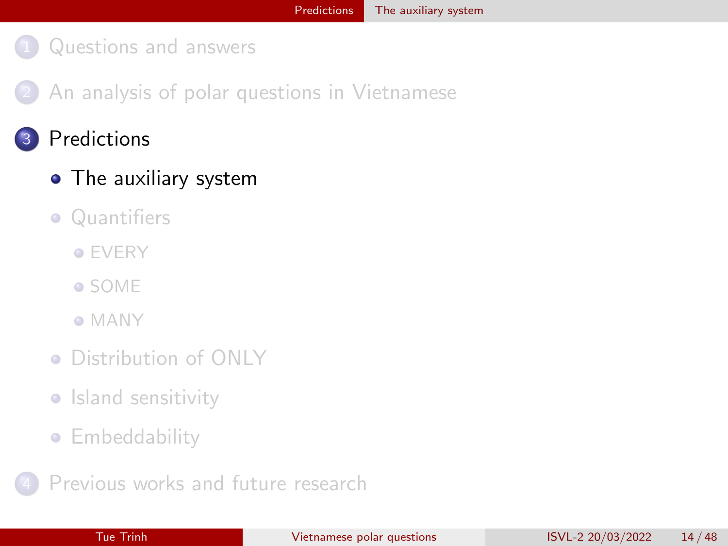1. Questions and answers
2. An analysis of polar questions in Vietnamese
3. Predictions
   - The auxiliary system
   - Quantifiers
     - EVERY
     - SOME
     - MANY
   - Distribution of ONLY
   - Island sensitivity
   - Embeddability
4. Previous works and future research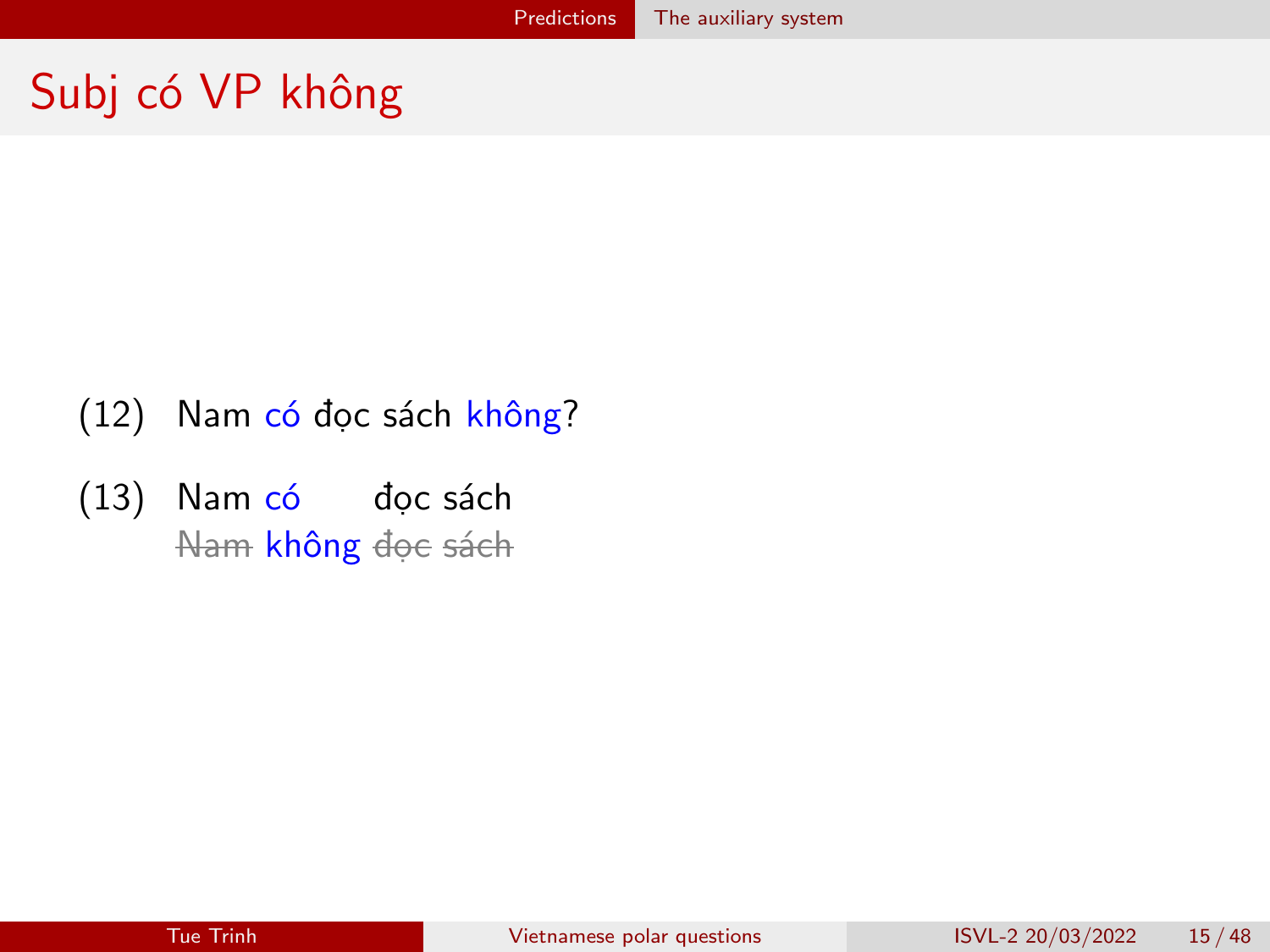# Subj có VP không

(12) Nam có đọc sách không?

(13) Nam có đọc sách
~~Nam~~ không ~~đọc~~ ~~sách~~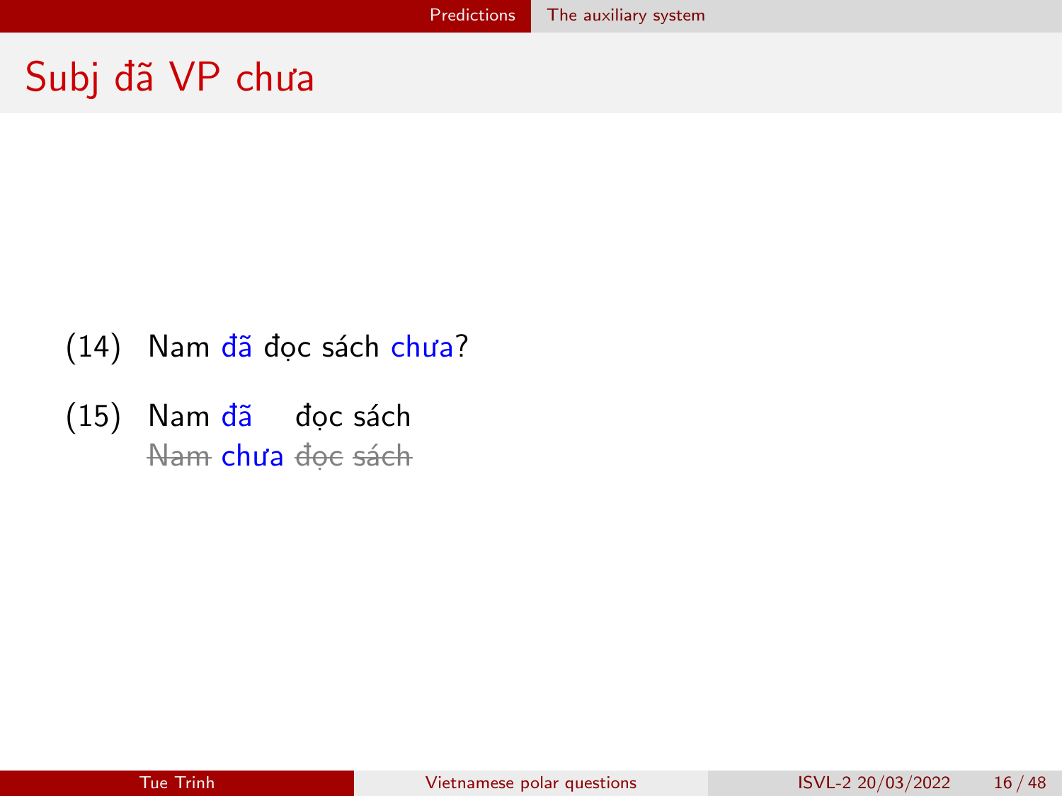# Subj đã VP chưa

(14) Nam đã đọc sách chưa?

(15) Nam đã đọc sách
~~Nam~~ chưa ~~đọc~~ ~~sách~~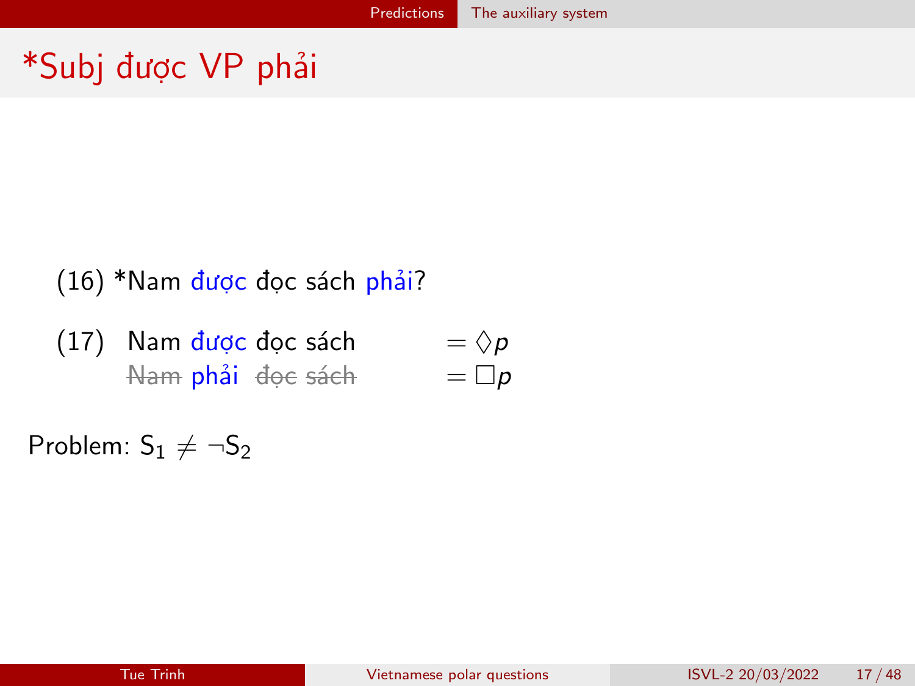# *Subj được VP phải

(16) *Nam được đọc sách phải?

(17) Nam được đọc sách $= \Diamond p$
~~Nam~~ phải ~~đọc sách~~ $= \Box p$

Problem: $S_1 \neq \neg S_2$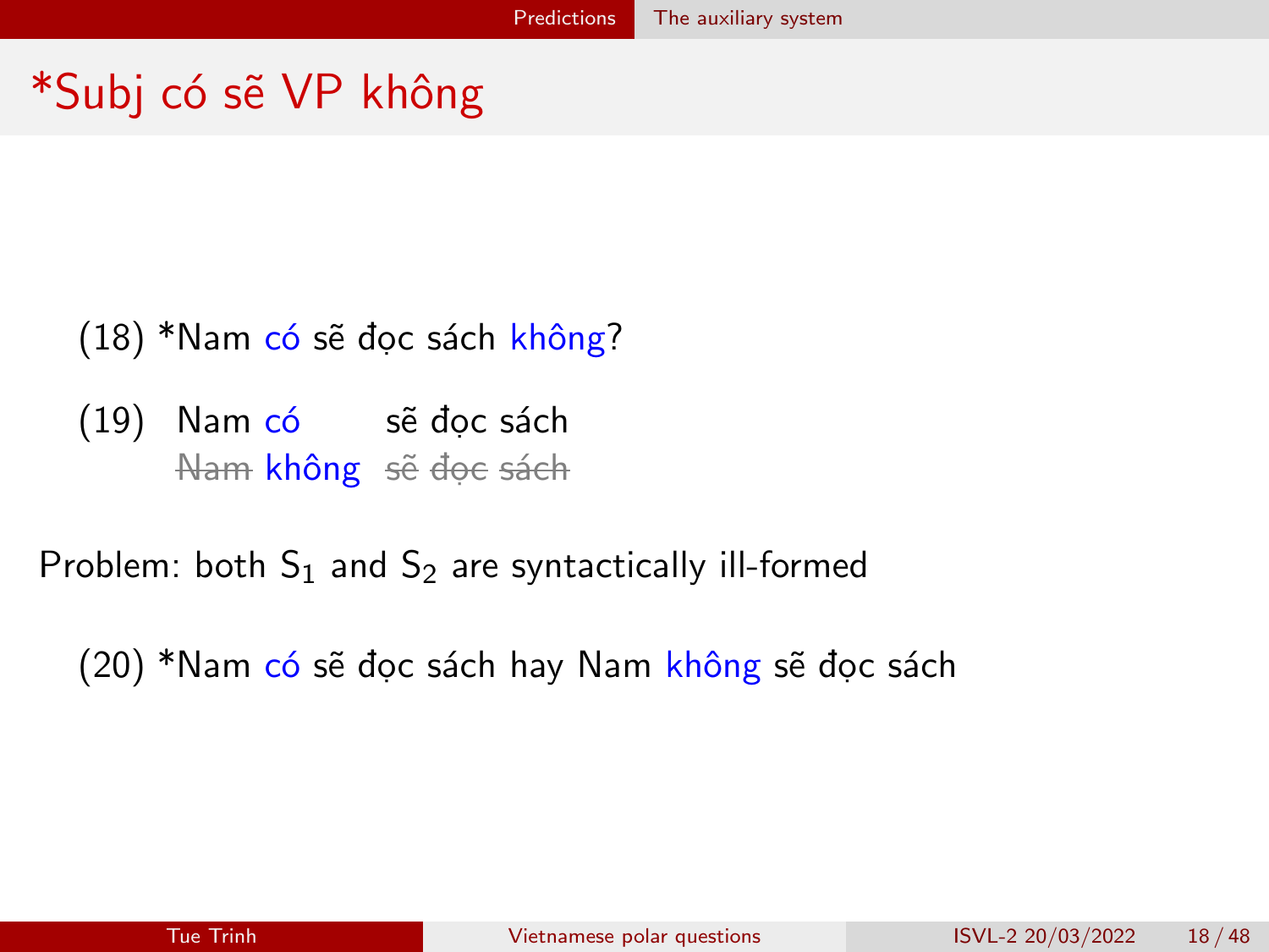# *Subj có sẽ VP không

(18) *Nam có sẽ đọc sách không?

(19) Nam có sẽ đọc sách
~~Nam~~ không ~~sẽ đọc sách~~

Problem: both $S_1$ and $S_2$ are syntactically ill-formed

(20) *Nam có sẽ đọc sách hay Nam không sẽ đọc sách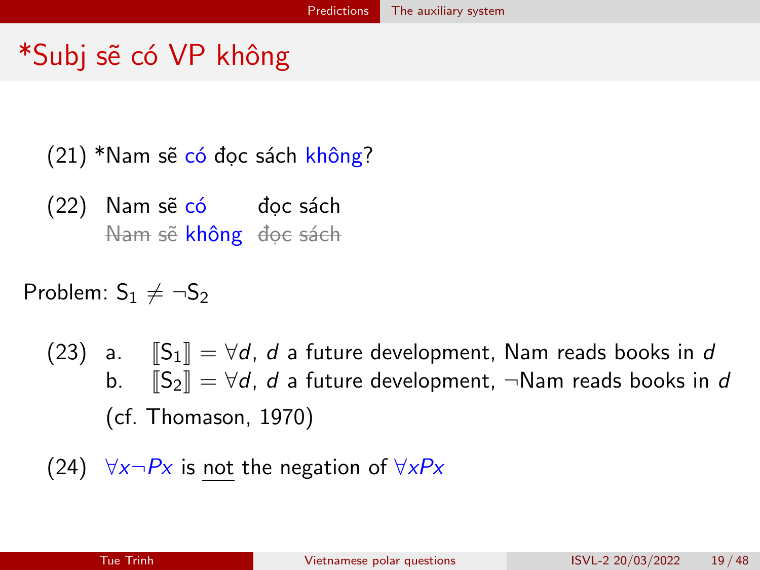# *Subj sẽ có VP không

(21) *Nam sẽ có đọc sách không?

(22) Nam sẽ có đọc sách
~~Nam~~ ~~sẽ~~ không ~~đọc sách~~

Problem: $S_1 \neq \neg S_2$

(23) a. $[\![S_1]\!] = \forall d$, $d$ a future development, Nam reads books in $d$
b. $[\![S_2]\!] = \forall d$, $d$ a future development, $\neg$Nam reads books in $d$
(cf. Thomason, 1970)

(24) $\forall x \neg Px$ is not the negation of $\forall x Px$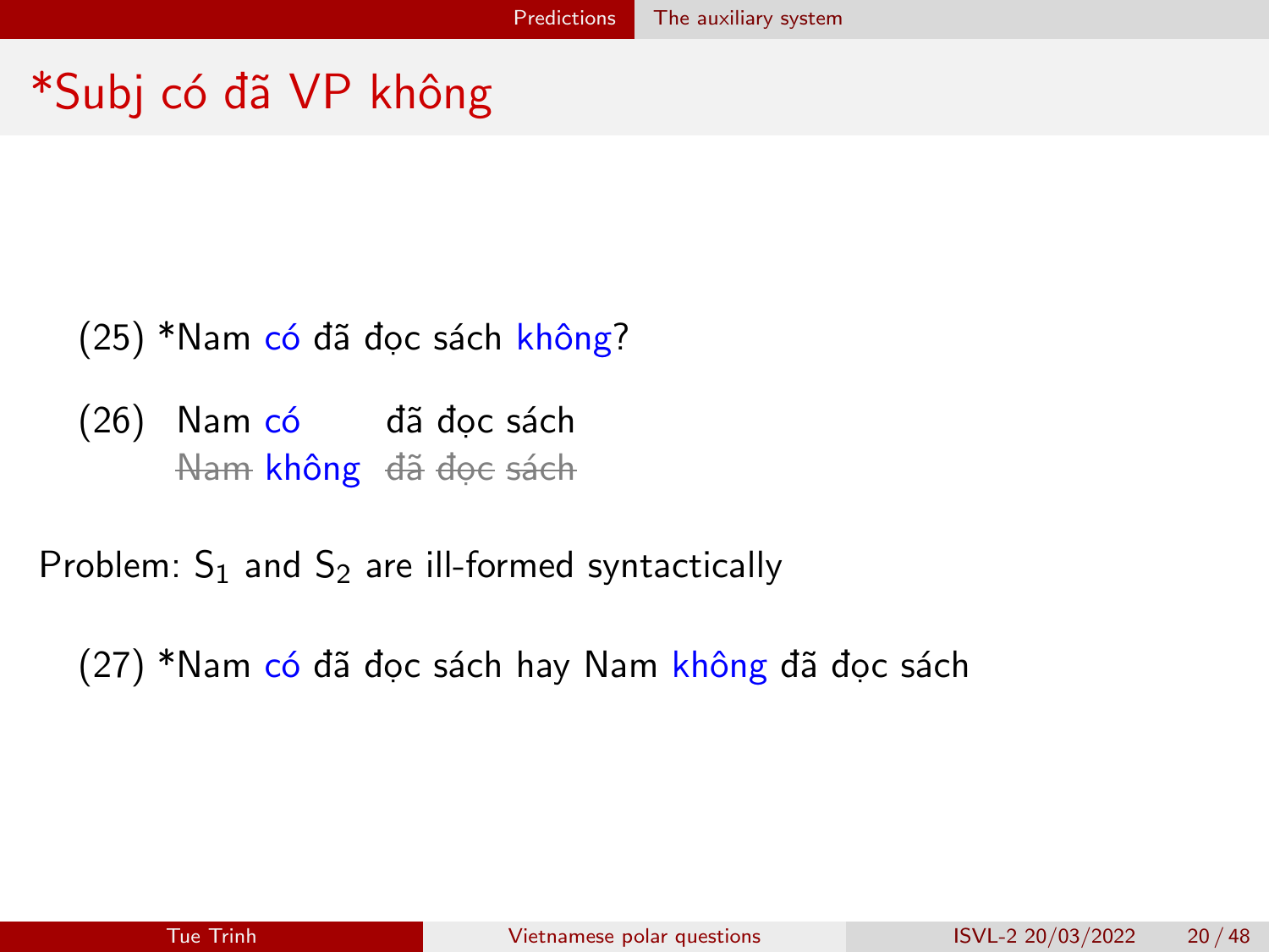# *Subj có đã VP không

(25) *Nam có đã đọc sách không?

(26) Nam có đã đọc sách
~~Nam~~ không ~~đã đọc sách~~

Problem: $S_1$ and $S_2$ are ill-formed syntactically

(27) *Nam có đã đọc sách hay Nam không đã đọc sách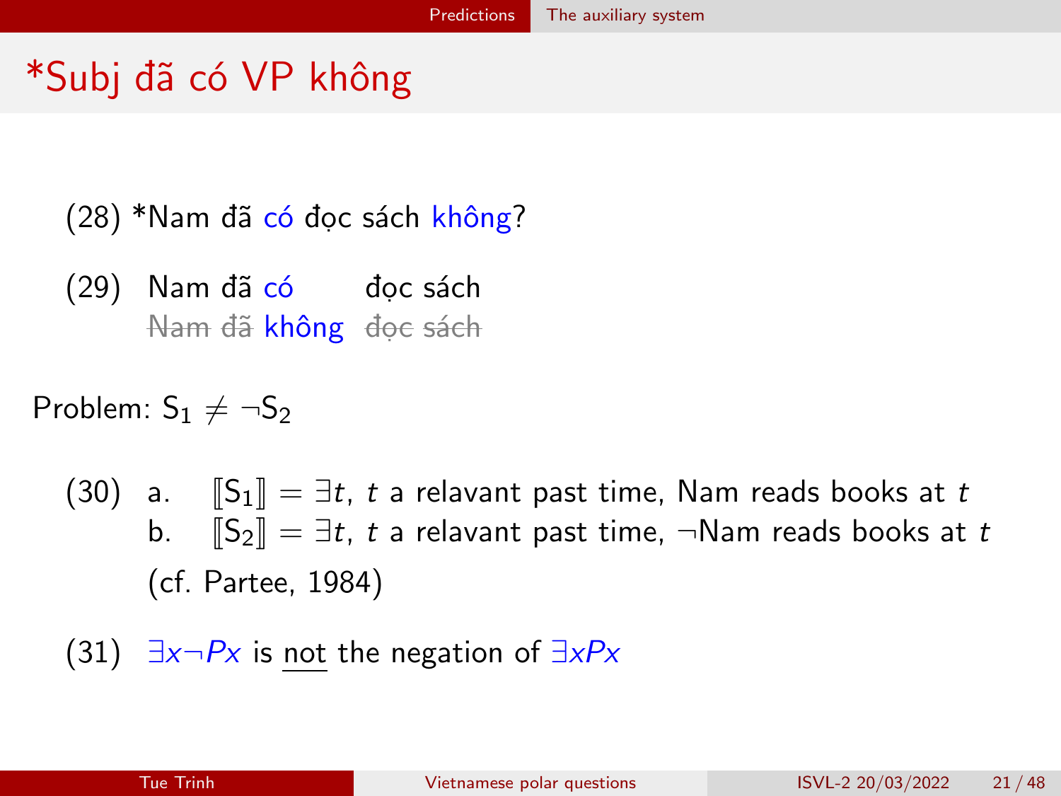# *Subj đã có VP không

(28) *Nam đã có đọc sách không?

(29) Nam đã có đọc sách
~~Nam đã~~ không ~~đọc sách~~

Problem: $S_1 \neq \neg S_2$

(30) a. $[\![S_1]\!] = \exists t$, $t$ a relavant past time, Nam reads books at $t$
b. $[\![S_2]\!] = \exists t$, $t$ a relavant past time, $\neg$Nam reads books at $t$
(cf. Partee, 1984)

(31) $\exists x \neg Px$ is <u>not</u> the negation of $\exists x Px$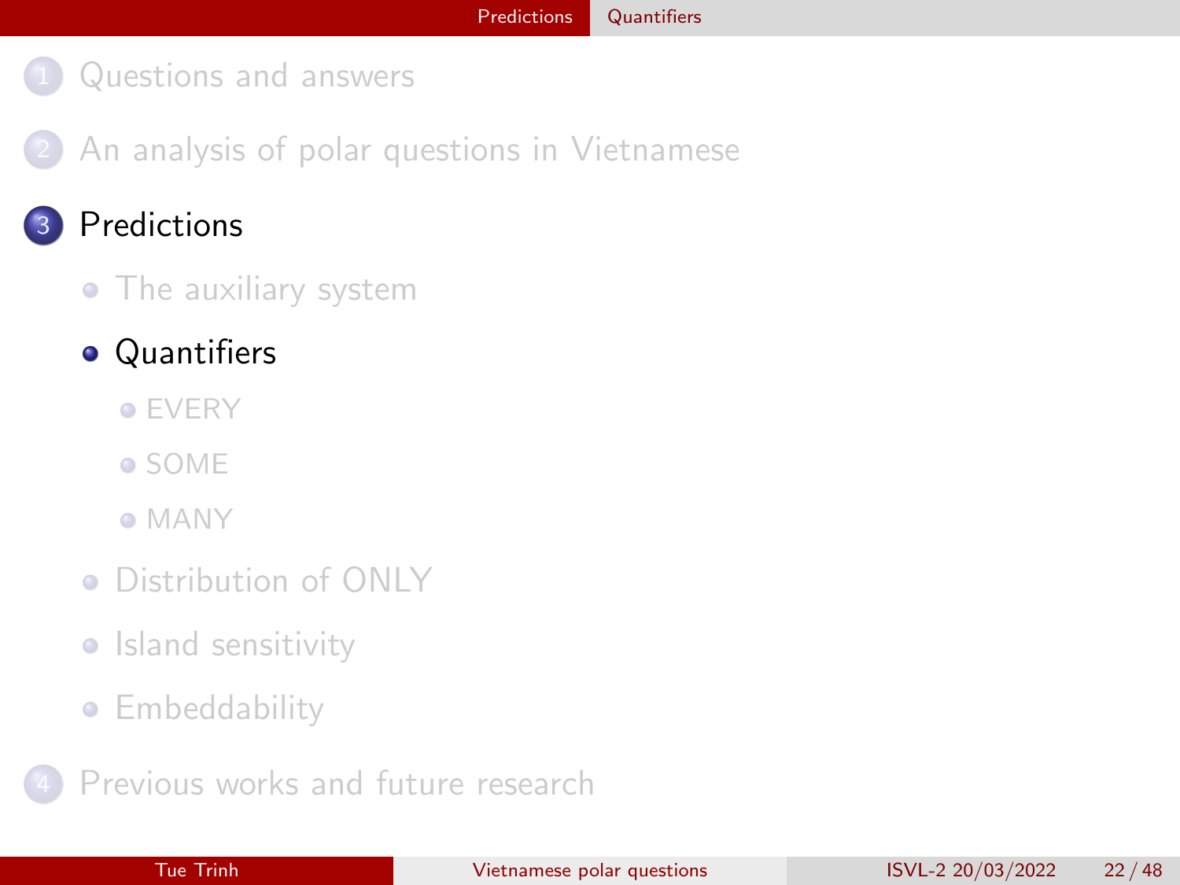1. Questions and answers
2. An analysis of polar questions in Vietnamese
3. **Predictions**
   - The auxiliary system
   - **Quantifiers**
     - EVERY
     - SOME
     - MANY
   - Distribution of ONLY
   - Island sensitivity
   - Embeddability
4. Previous works and future research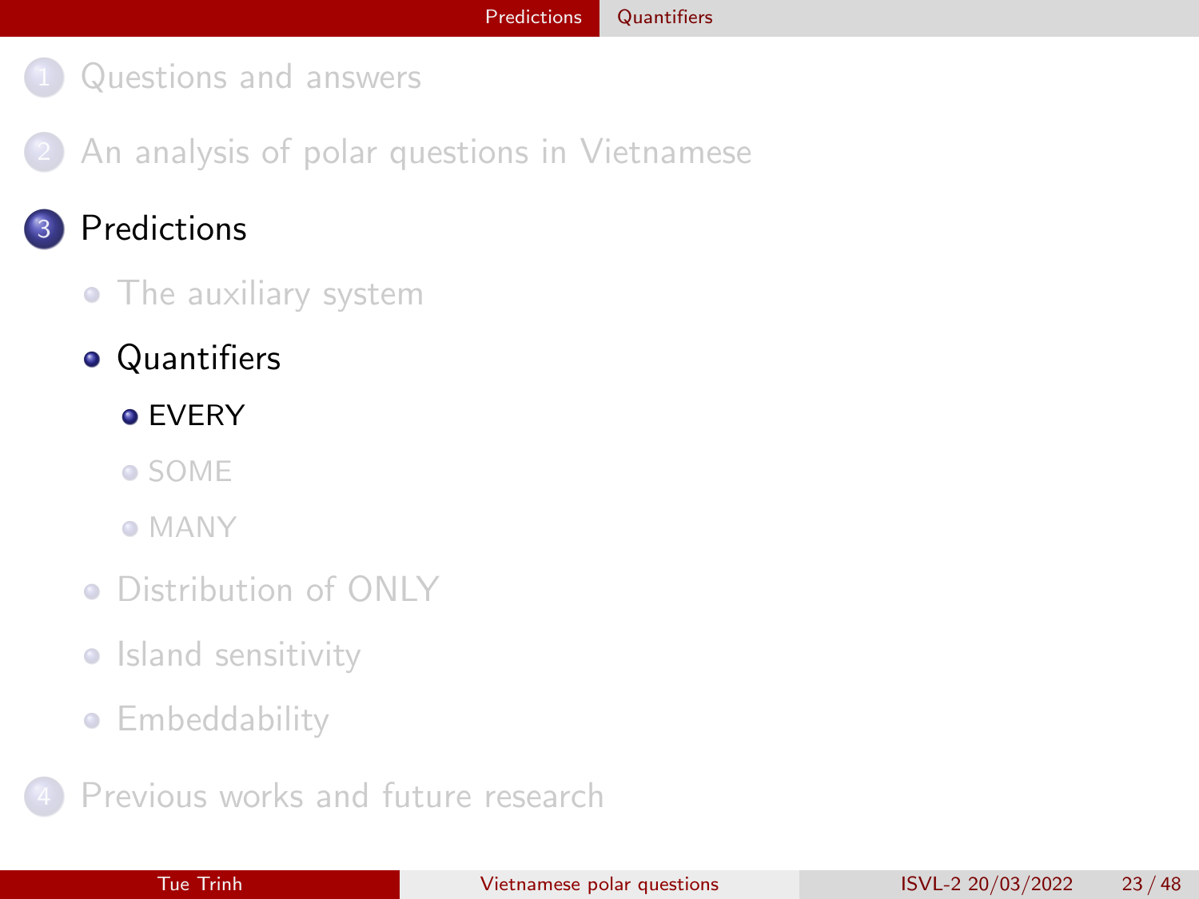1. Questions and answers
2. An analysis of polar questions in Vietnamese
3. **Predictions**
   - The auxiliary system
   - **Quantifiers**
     - **EVERY**
     - SOME
     - MANY
   - Distribution of ONLY
   - Island sensitivity
   - Embeddability
4. Previous works and future research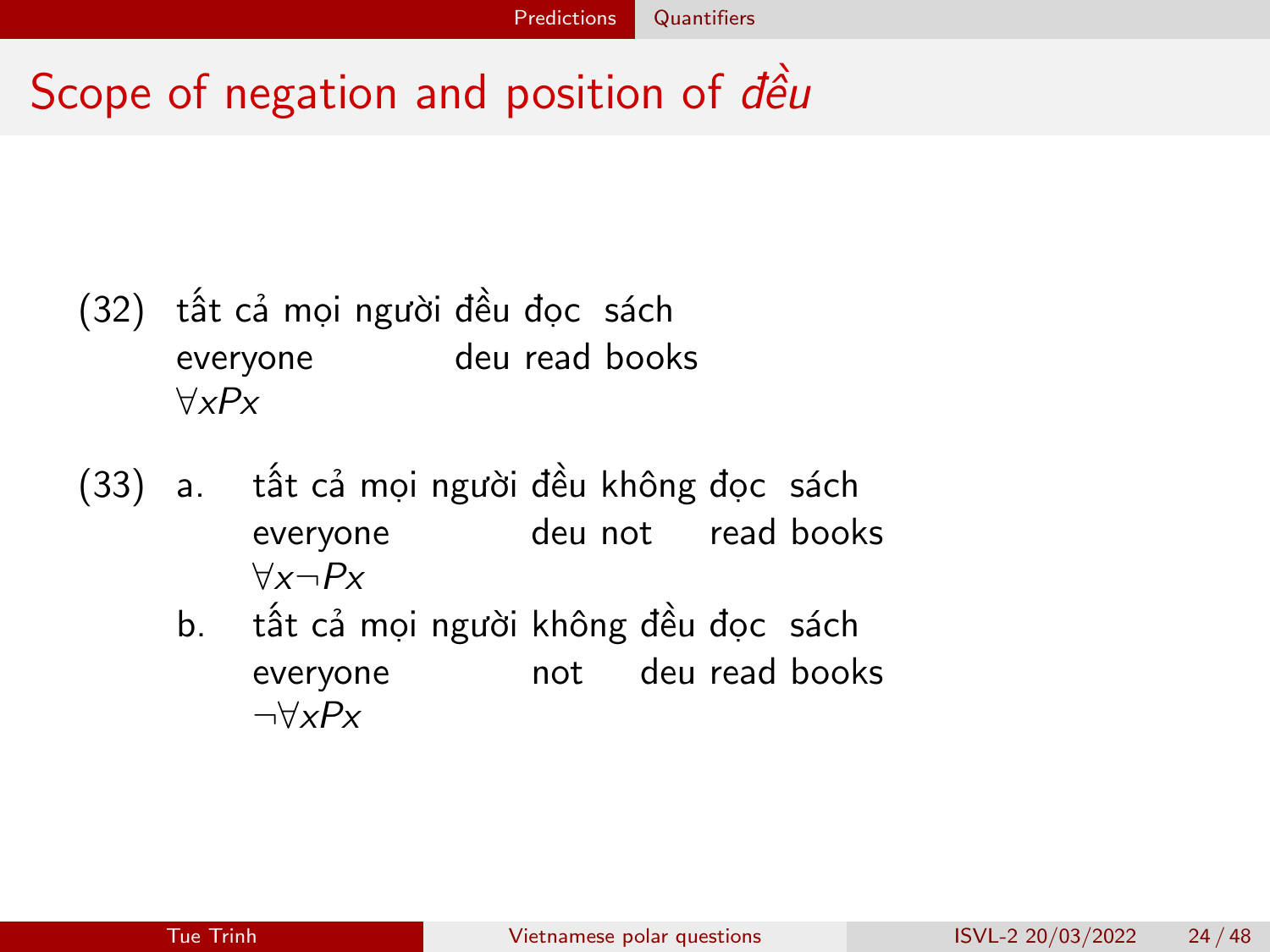# Scope of negation and position of *đều*

(32) tất cả mọi người đều đọc sách
everyone deu read books
$\forall x P x$

(33) a. tất cả mọi người đều không đọc sách
everyone deu not read books
$\forall x \neg P x$

b. tất cả mọi người không đều đọc sách
everyone not deu read books
$\neg \forall x P x$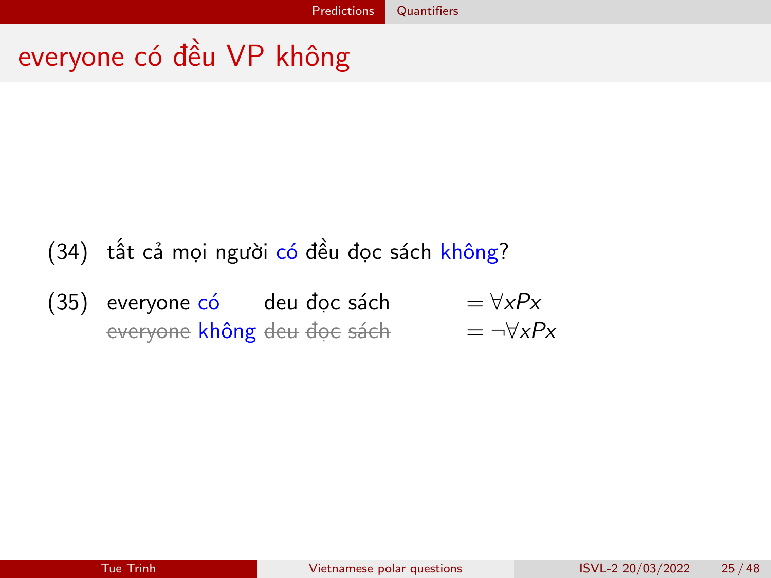# everyone có đều VP không

(34) tất cả mọi người có đều đọc sách không?

(35) everyone có deu đọc sách $= \forall x P x$
~~everyone~~ không ~~deu~~ ~~đọc~~ ~~sách~~ $= \neg \forall x P x$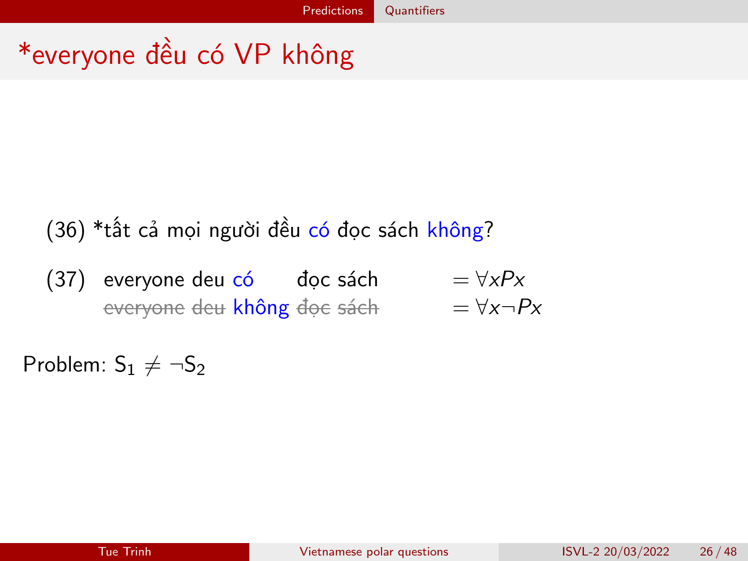# *everyone đều có VP không

(36) *tất cả mọi người đều có đọc sách không?

(37) everyone deu có đọc sách $= \forall x P x$
~~everyone deu~~ không ~~đọc sách~~ $= \forall x \neg P x$

Problem: $S_1 \neq \neg S_2$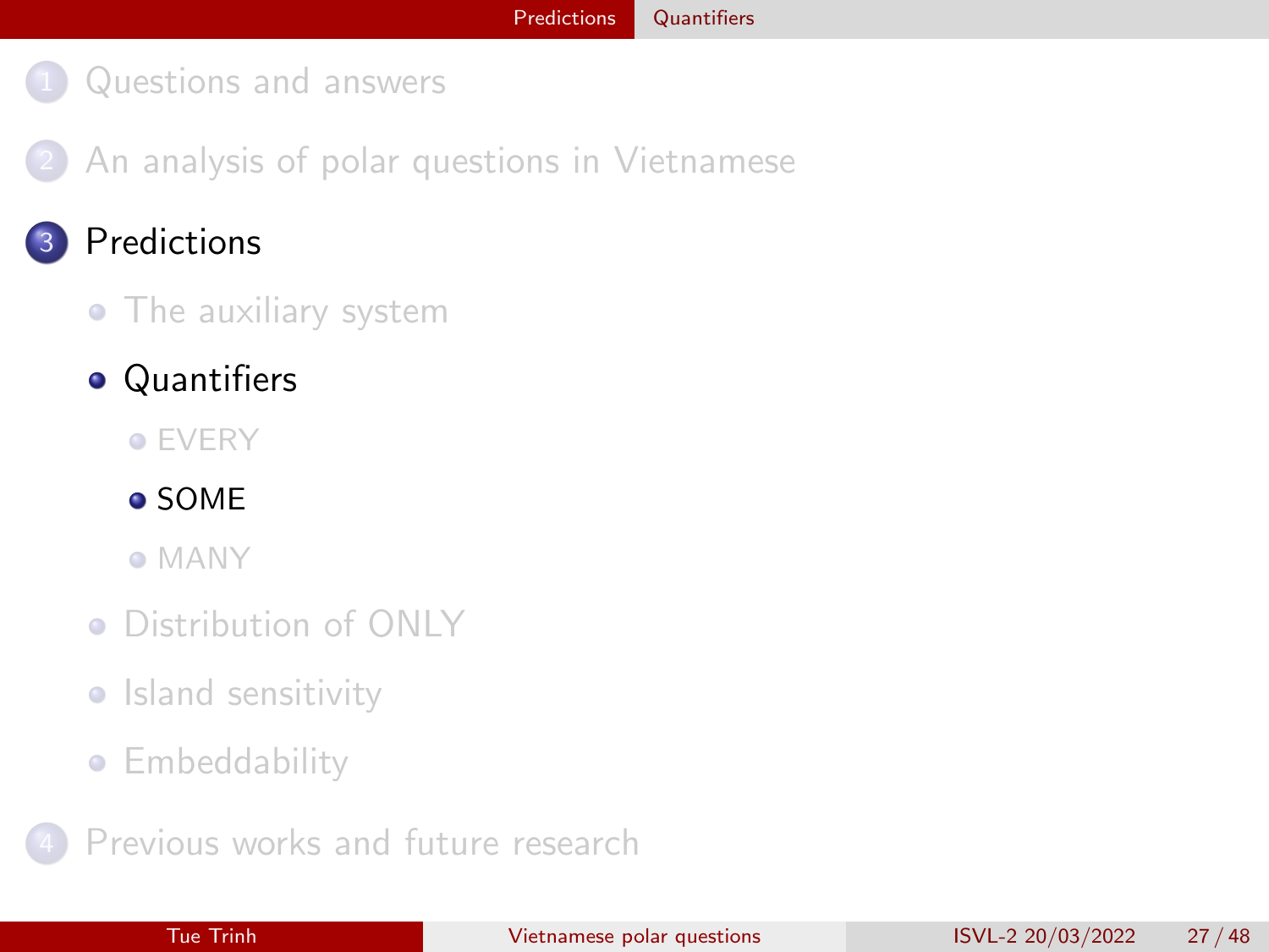1. Questions and answers
2. An analysis of polar questions in Vietnamese
3. **Predictions**
   - The auxiliary system
   - **Quantifiers**
     - EVERY
     - **SOME**
     - MANY
   - Distribution of ONLY
   - Island sensitivity
   - Embeddability
4. Previous works and future research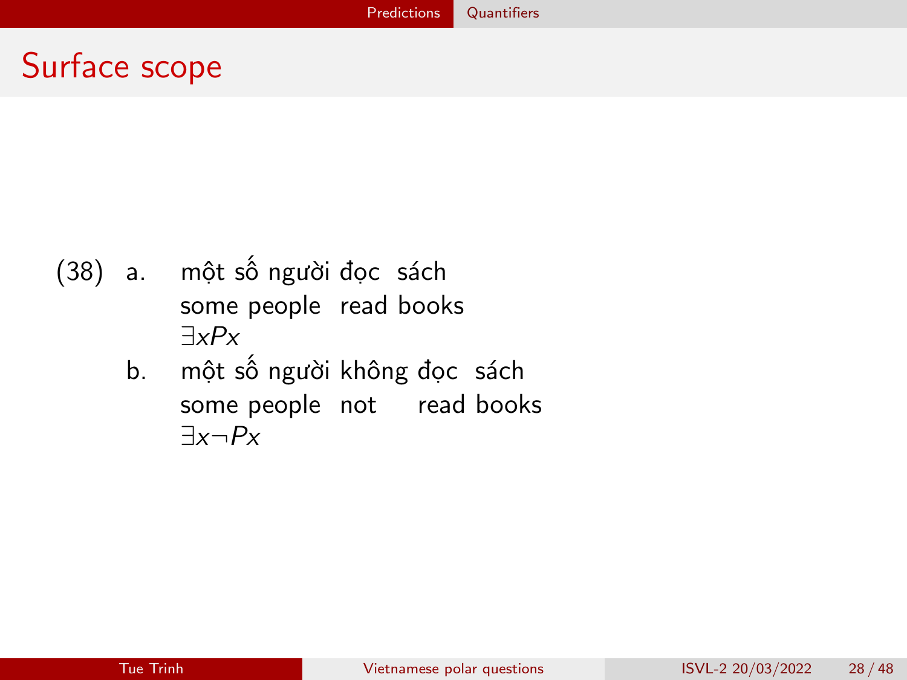# Surface scope

(38) a. một số người đọc sách
some people read books
$\exists x P x$

b. một số người không đọc sách
some people not read books
$\exists x \neg P x$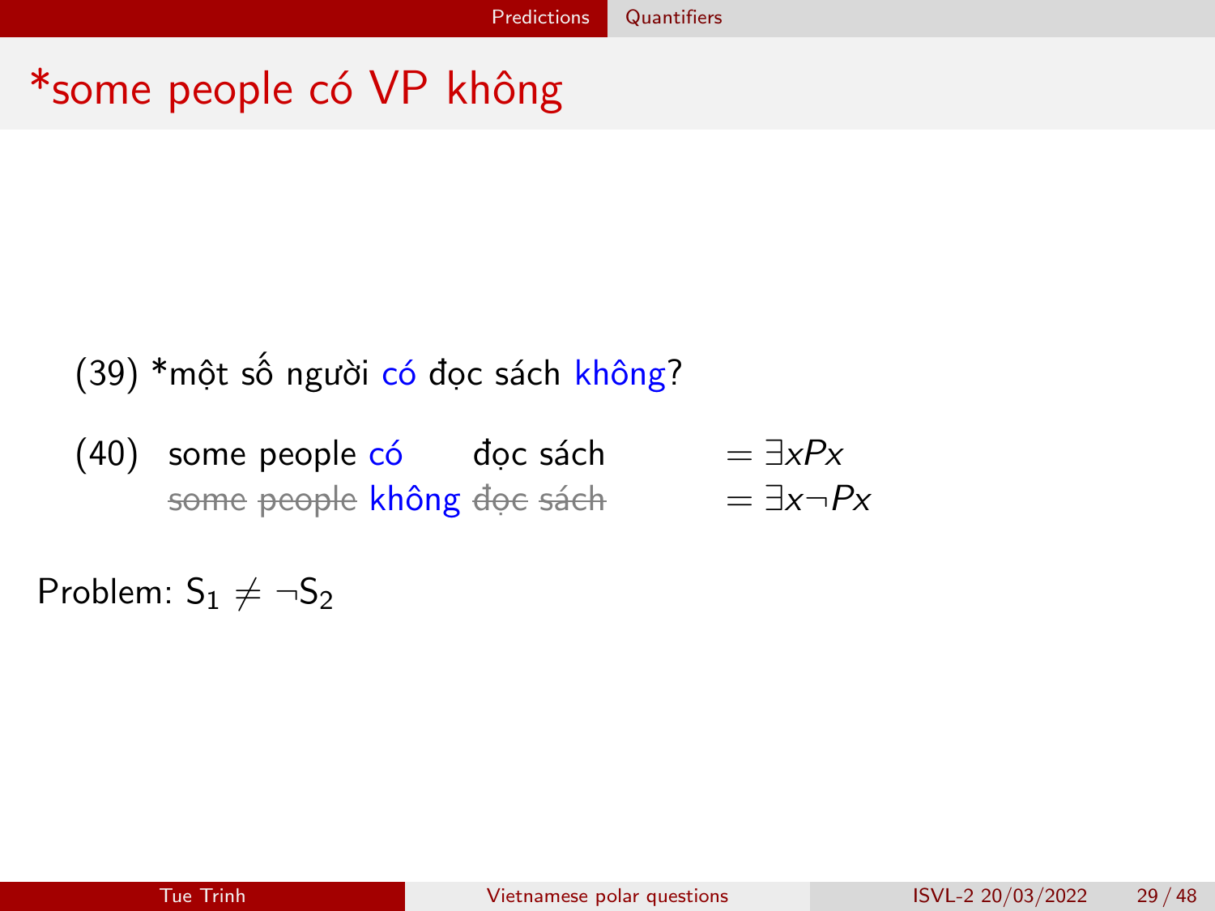# *some people có VP không

(39) *một số người có đọc sách không?

(40) some people có đọc sách $= \exists x Px$
~~some people~~ không ~~đọc sách~~ $= \exists x \neg Px$

Problem: $S_1 \neq \neg S_2$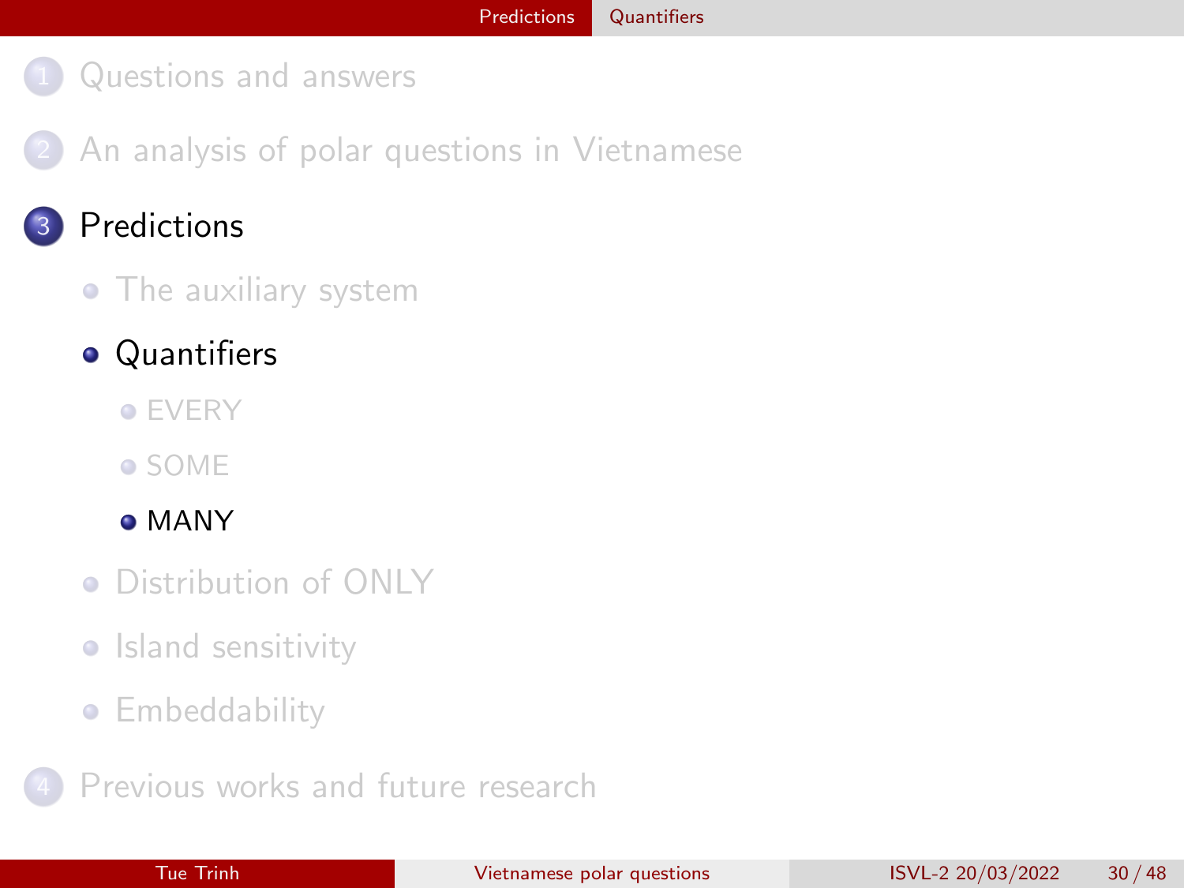1. Questions and answers
2. An analysis of polar questions in Vietnamese
3. Predictions
   - The auxiliary system
   - Quantifiers
     - EVERY
     - SOME
     - MANY
   - Distribution of ONLY
   - Island sensitivity
   - Embeddability
4. Previous works and future research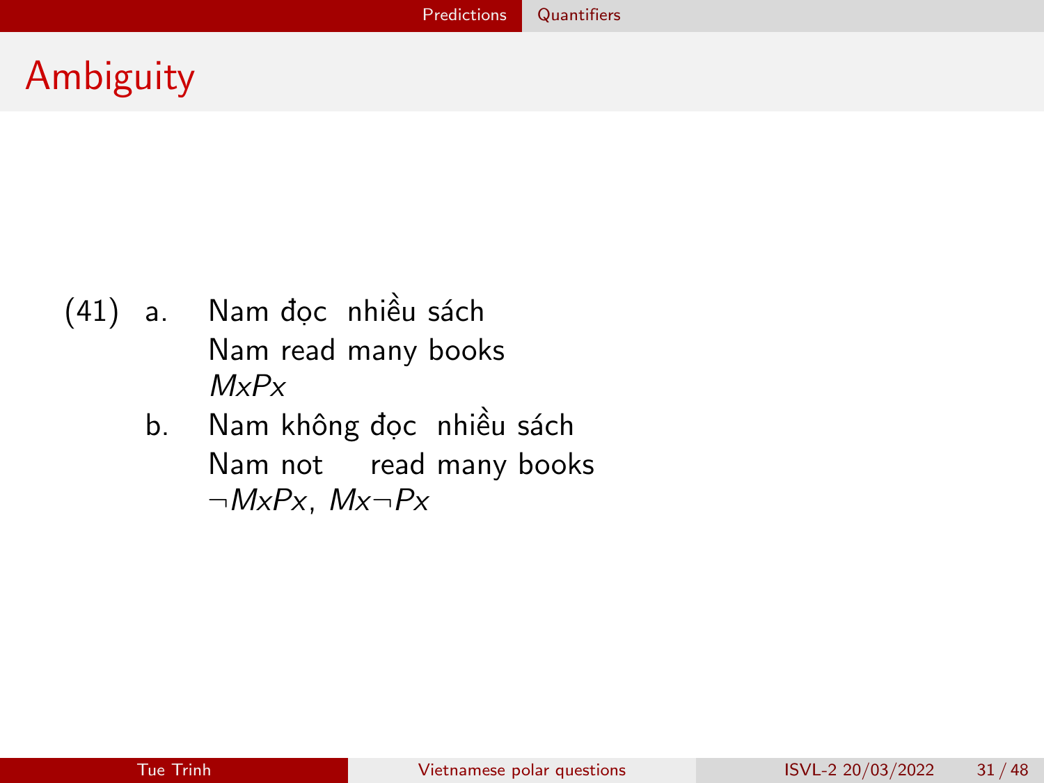# Ambiguity

(41) a. Nam đọc nhiều sách
Nam read many books
$MxPx$

b. Nam không đọc nhiều sách
Nam not read many books
$\neg MxPx$, $Mx\neg Px$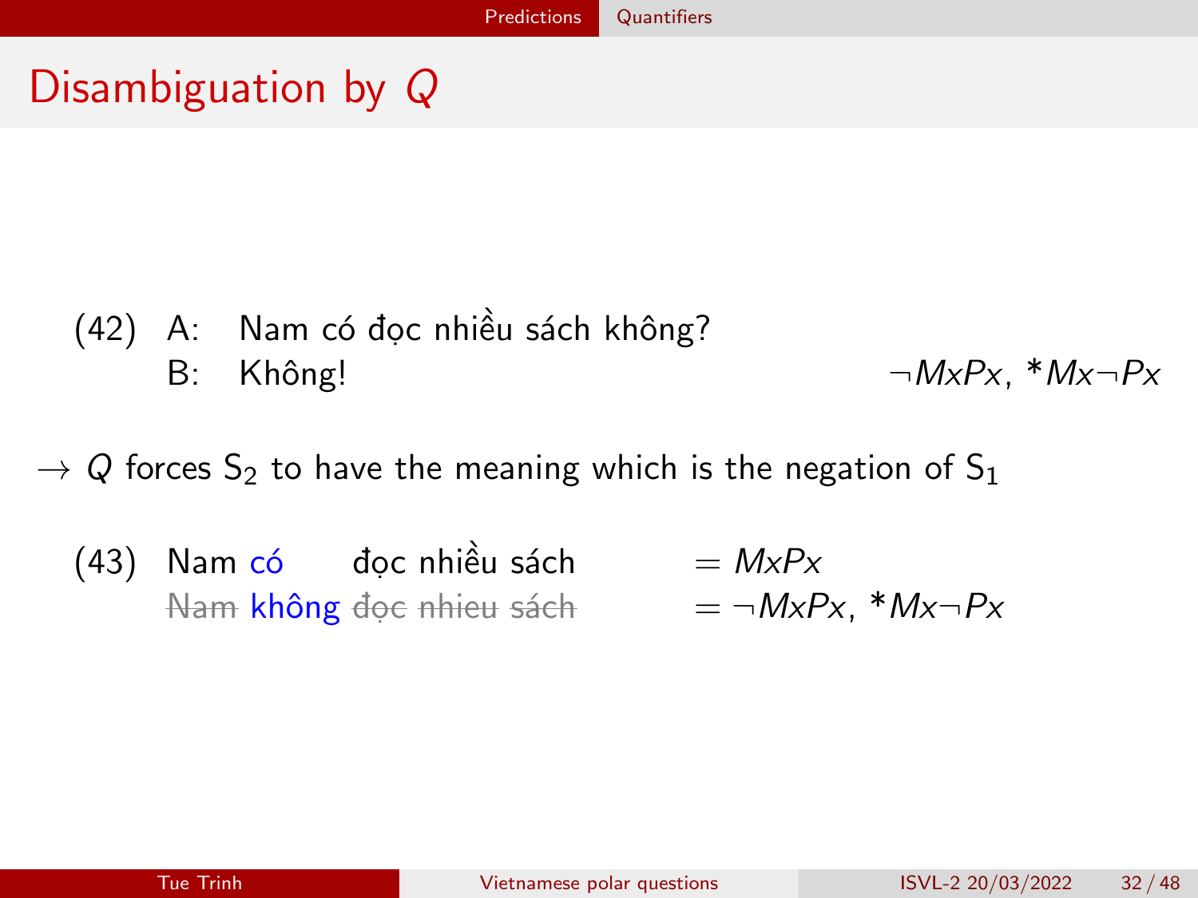# Disambiguation by $Q$

(42) A: Nam có đọc nhiều sách không?
B: Không! $\neg MxPx$, $*Mx\neg Px$

$\rightarrow$ $Q$ forces $S_2$ to have the meaning which is the negation of $S_1$

(43) Nam có đọc nhiều sách $= MxPx$
~~Nam~~ không ~~đọc nhieu sách~~ $= \neg MxPx$, $*Mx\neg Px$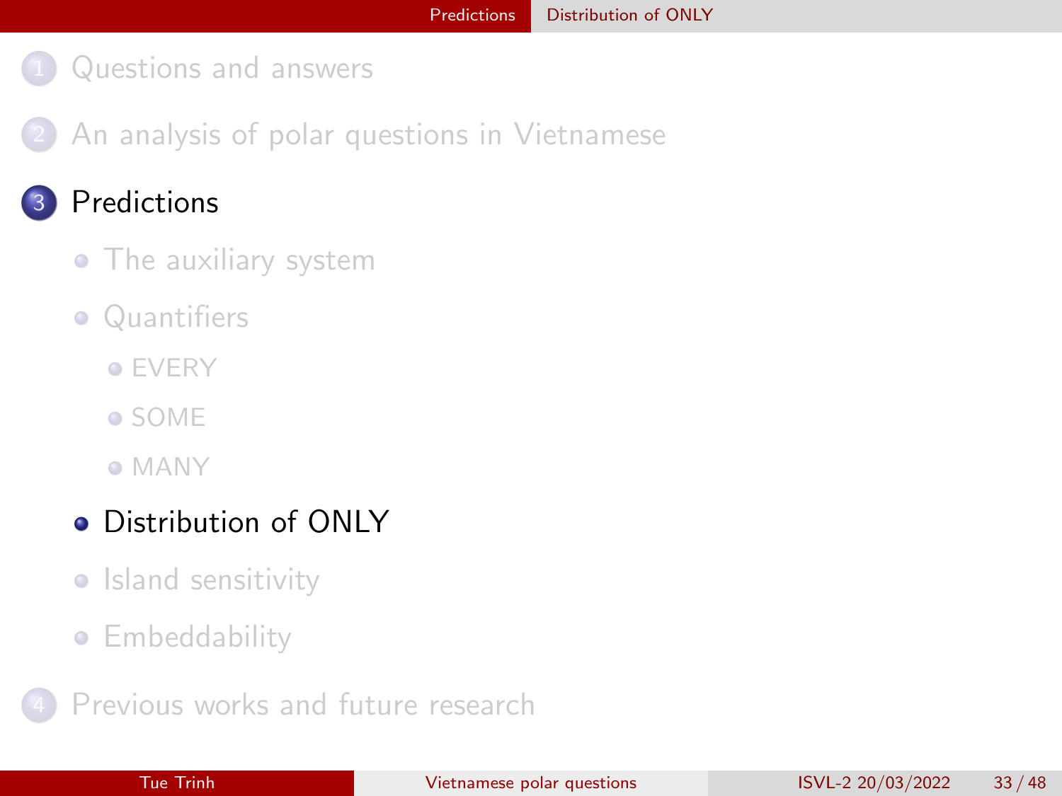1. Questions and answers

2. An analysis of polar questions in Vietnamese

3. **Predictions**
   - The auxiliary system
   - Quantifiers
     - EVERY
     - SOME
     - MANY
   - **Distribution of ONLY**
   - Island sensitivity
   - Embeddability

4. Previous works and future research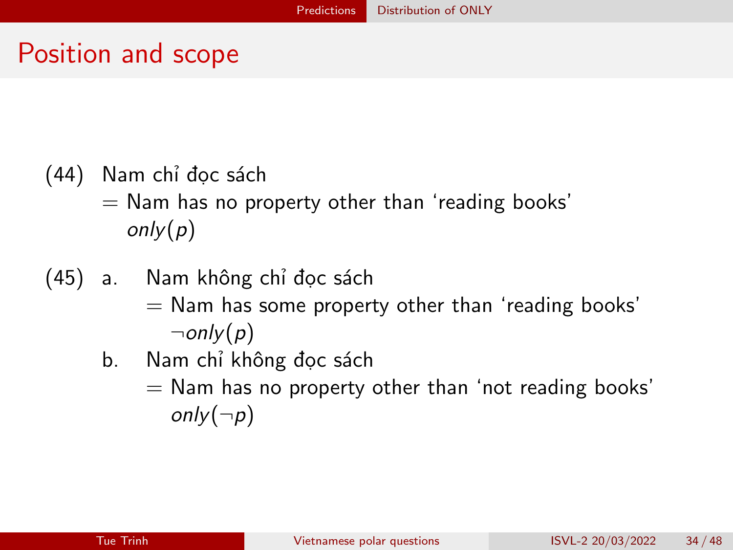# Position and scope

(44) Nam chỉ đọc sách
$=$ Nam has no property other than 'reading books'
$only(p)$

(45) a. Nam không chỉ đọc sách
$=$ Nam has some property other than 'reading books'
$\neg only(p)$

b. Nam chỉ không đọc sách
$=$ Nam has no property other than 'not reading books'
$only(\neg p)$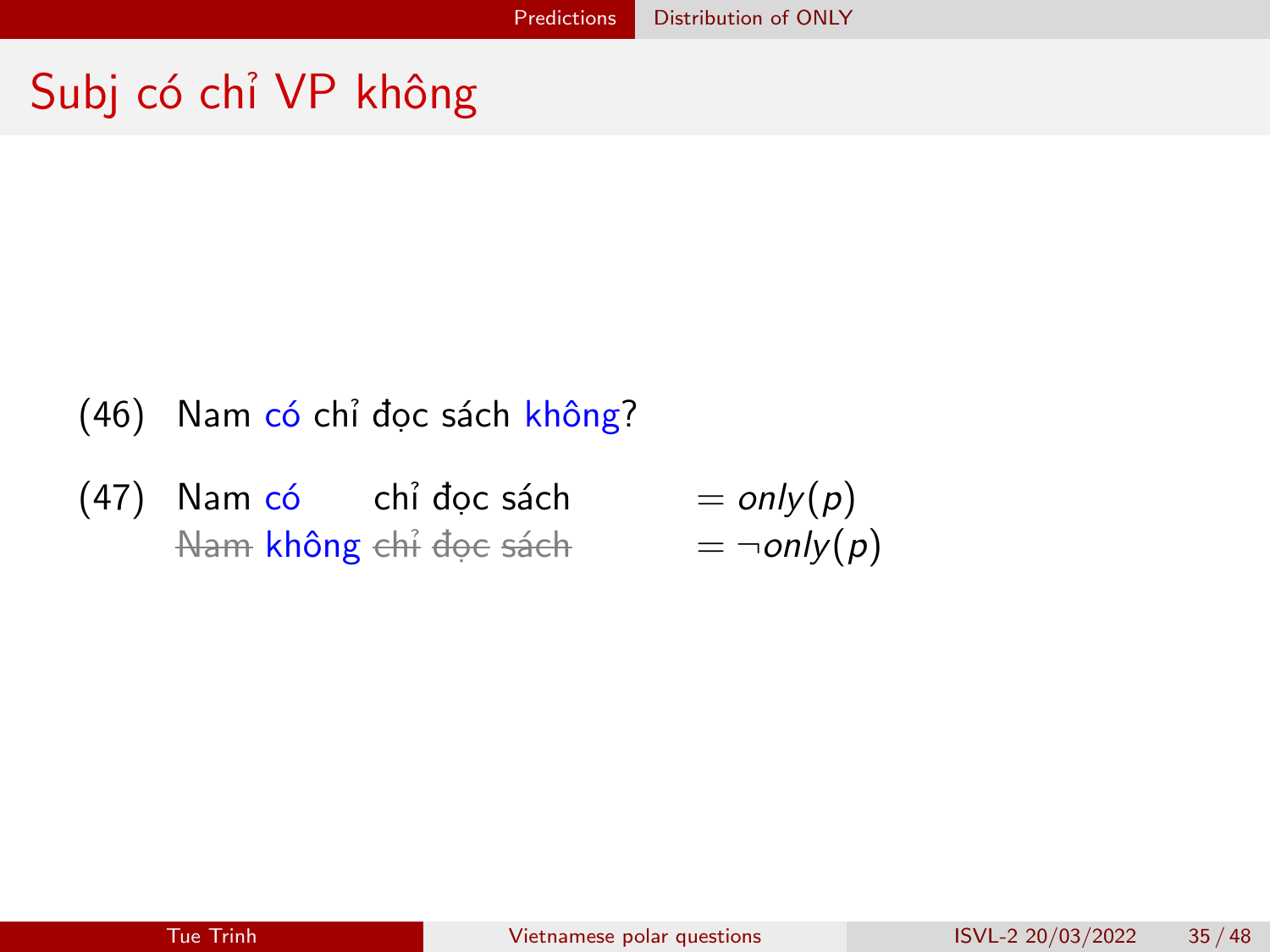# Subj có chỉ VP không

(46) Nam có chỉ đọc sách không?

(47) Nam có chỉ đọc sách $= only(p)$
~~Nam~~ không ~~chỉ đọc sách~~ $= \neg only(p)$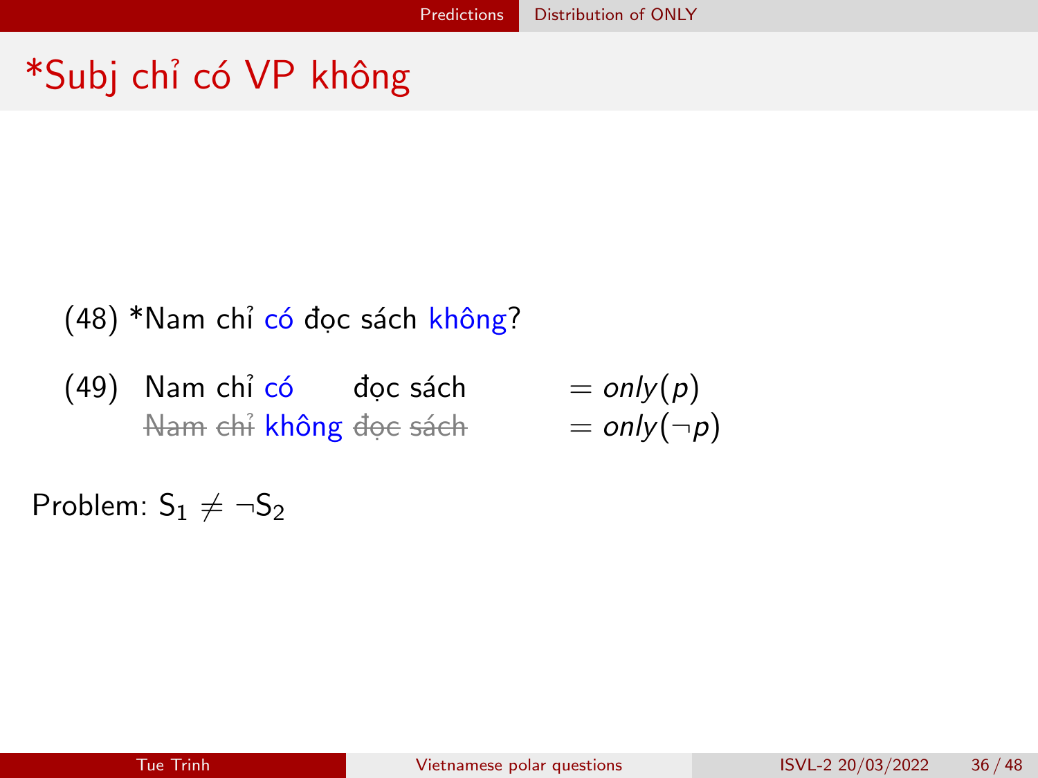# *Subj chỉ có VP không

(48) *Nam chỉ có đọc sách không?

(49) Nam chỉ có đọc sách $= only(p)$
~~Nam chỉ~~ không ~~đọc sách~~ $= only(\neg p)$

Problem: $S_1 \neq \neg S_2$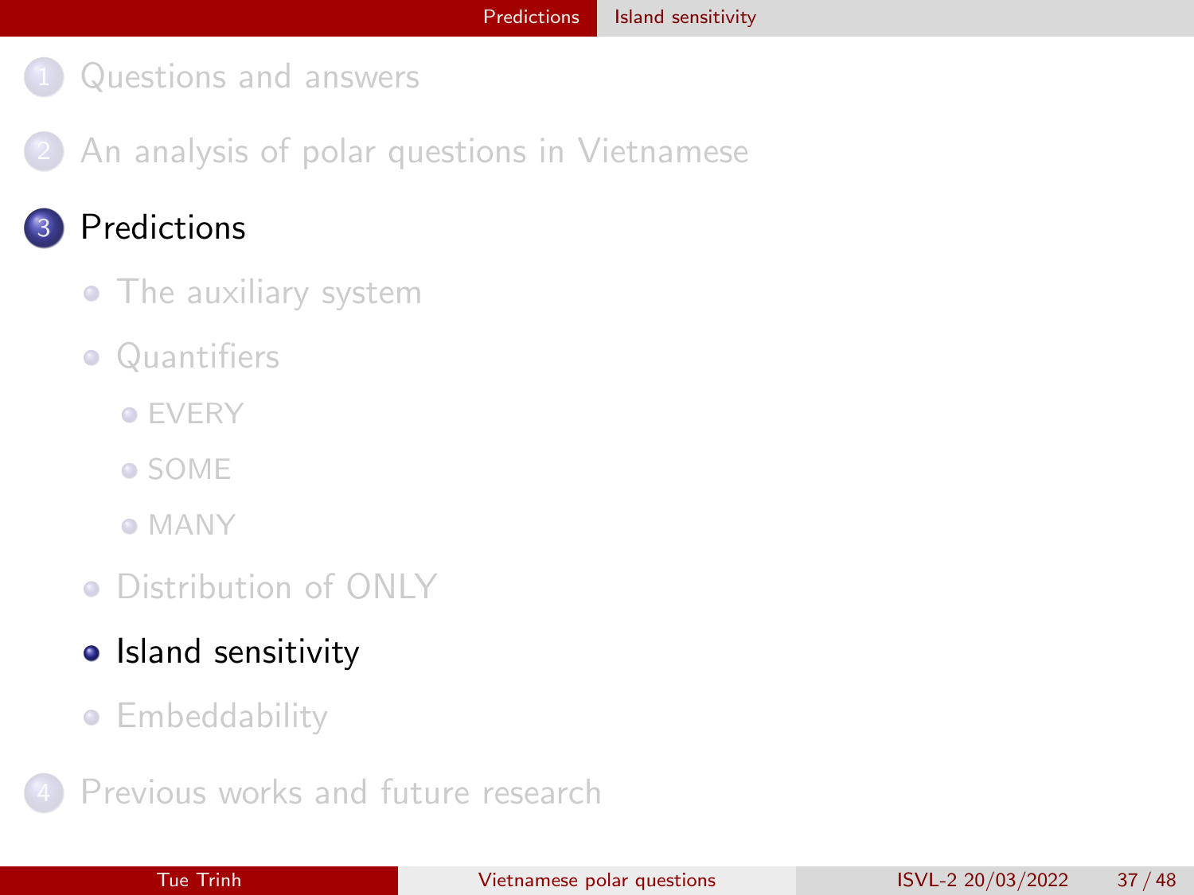1. Questions and answers
2. An analysis of polar questions in Vietnamese
3. **Predictions**
    - The auxiliary system
    - Quantifiers
        - EVERY
        - SOME
        - MANY
    - Distribution of ONLY
    - **Island sensitivity**
    - Embeddability
4. Previous works and future research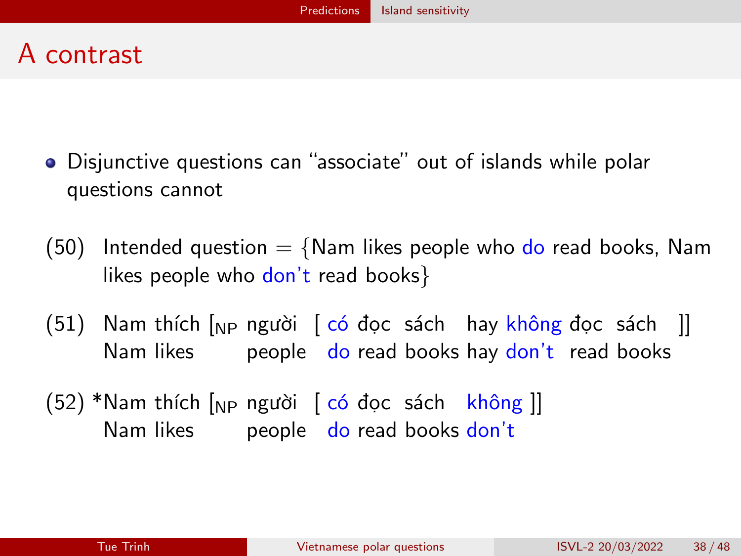# A contrast

- Disjunctive questions can "associate" out of islands while polar questions cannot

(50) Intended question = {Nam likes people who do read books, Nam likes people who don't read books}

(51) Nam thích [$_{NP}$ người [ có đọc sách hay không đọc sách ]]
Nam likes people do read books hay don't read books

(52) *Nam thích [$_{NP}$ người [ có đọc sách không ]]
Nam likes people do read books don't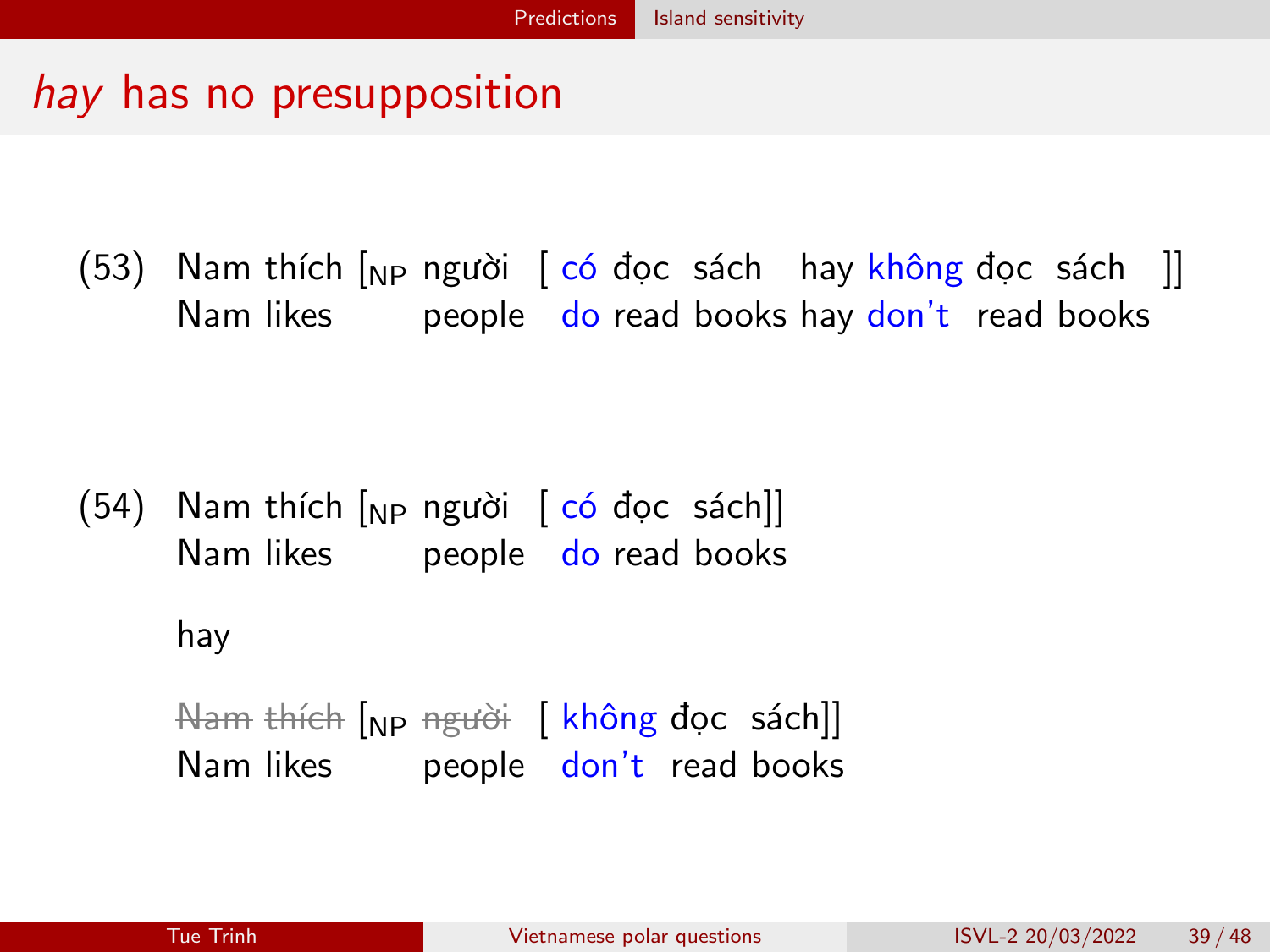# *hay* has no presupposition

(53) Nam thích [$_{NP}$ người [ có đọc sách hay không đọc sách ]]
Nam likes people do read books hay don't read books

(54) Nam thích [$_{NP}$ người [ có đọc sách]]
Nam likes people do read books

hay

~~Nam thích~~ [$_{NP}$ ~~người~~ [ không đọc sách]]
Nam likes people don't read books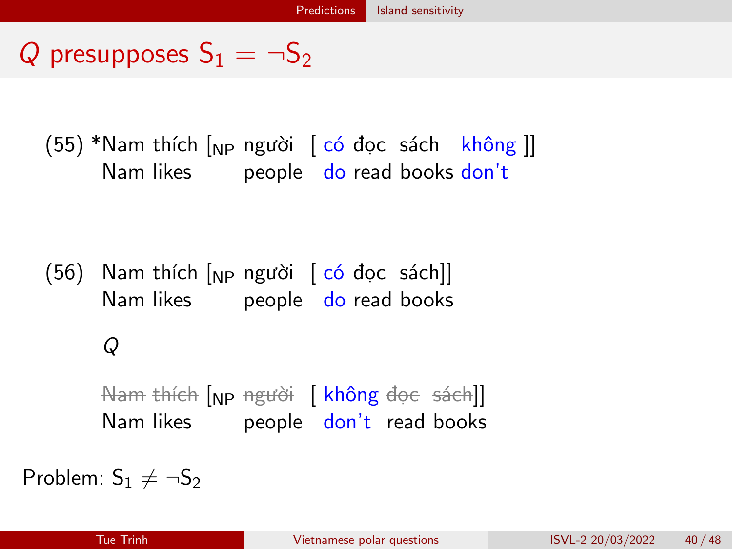# $Q$ presupposes $S_1 = \neg S_2$

(55) \*Nam thích [$_{NP}$ người [ có đọc sách không ]]
Nam likes people do read books don't

(56) Nam thích [$_{NP}$ người [ có đọc sách]]
Nam likes people do read books

*Q*

~~Nam thích~~ [$_{NP}$ ~~người~~ [ không ~~đọc sách~~]]
Nam likes people don't read books

Problem: $S_1 \neq \neg S_2$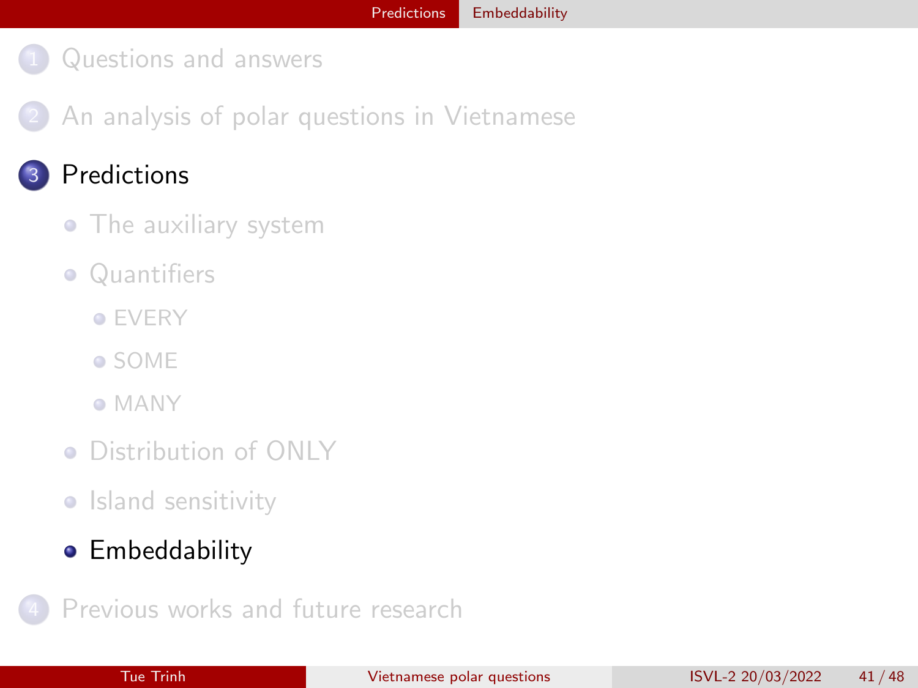1. Questions and answers
2. An analysis of polar questions in Vietnamese
3. **Predictions**
   - The auxiliary system
   - Quantifiers
     - EVERY
     - SOME
     - MANY
   - Distribution of ONLY
   - Island sensitivity
   - **Embeddability**
4. Previous works and future research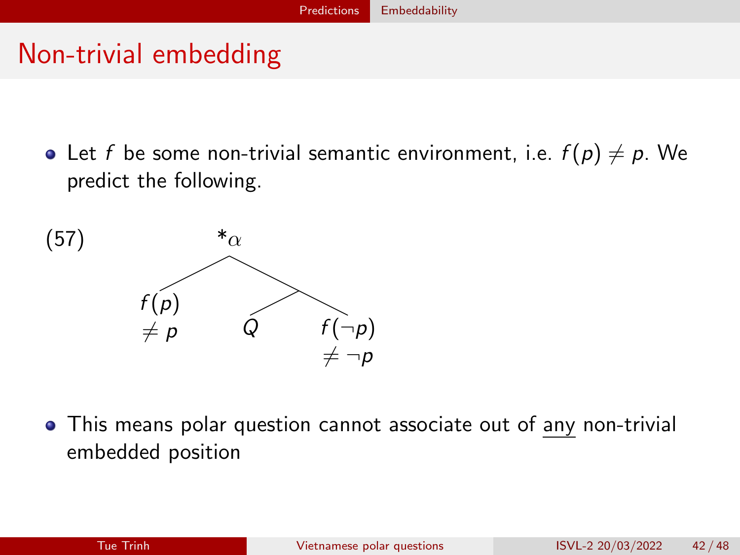# Non-trivial embedding

- Let $f$ be some non-trivial semantic environment, i.e. $f(p) \neq p$. We predict the following.

(57) $*\alpha$ — a tree with daughters:
- $f(p)$ ($\neq p$)
- [ $Q$ $f(\neg p)$ ] ($f(\neg p) \neq \neg p$)

- This means polar question cannot associate out of <u>any</u> non-trivial embedded position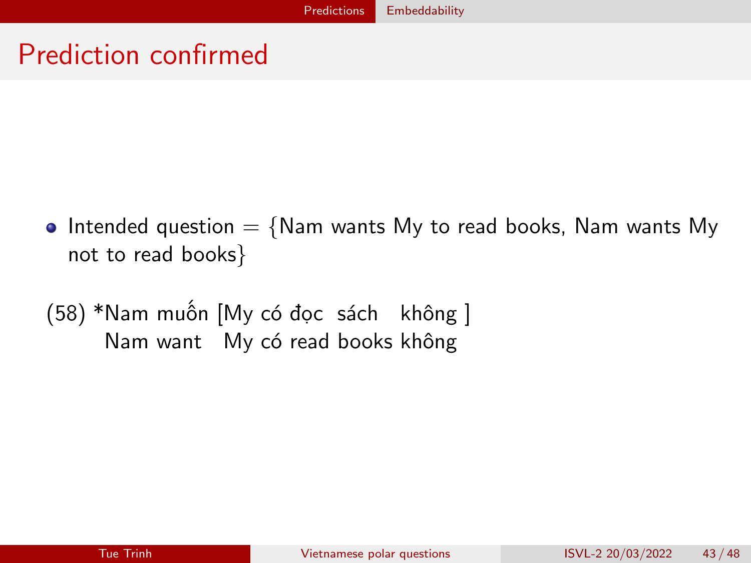# Prediction confirmed

- Intended question = {Nam wants My to read books, Nam wants My not to read books}

(58) *Nam muốn [My có đọc sách không ]
Nam want My có read books không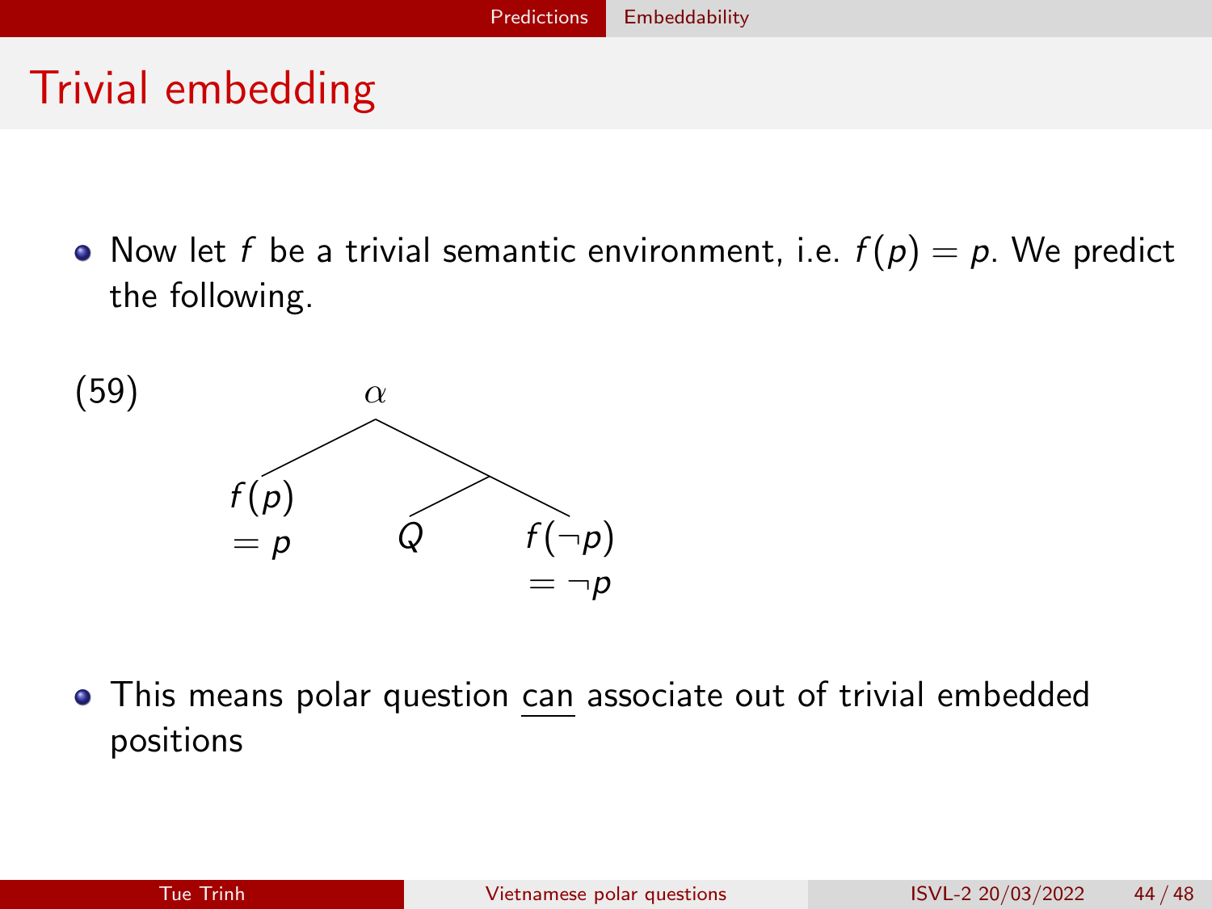# Trivial embedding

- Now let $f$ be a trivial semantic environment, i.e. $f(p) = p$. We predict the following.

(59)

```
            α
          /   \
      f(p)     /\
      = p     Q   f(¬p)
                  = ¬p
```

- This means polar question <u>can</u> associate out of trivial embedded positions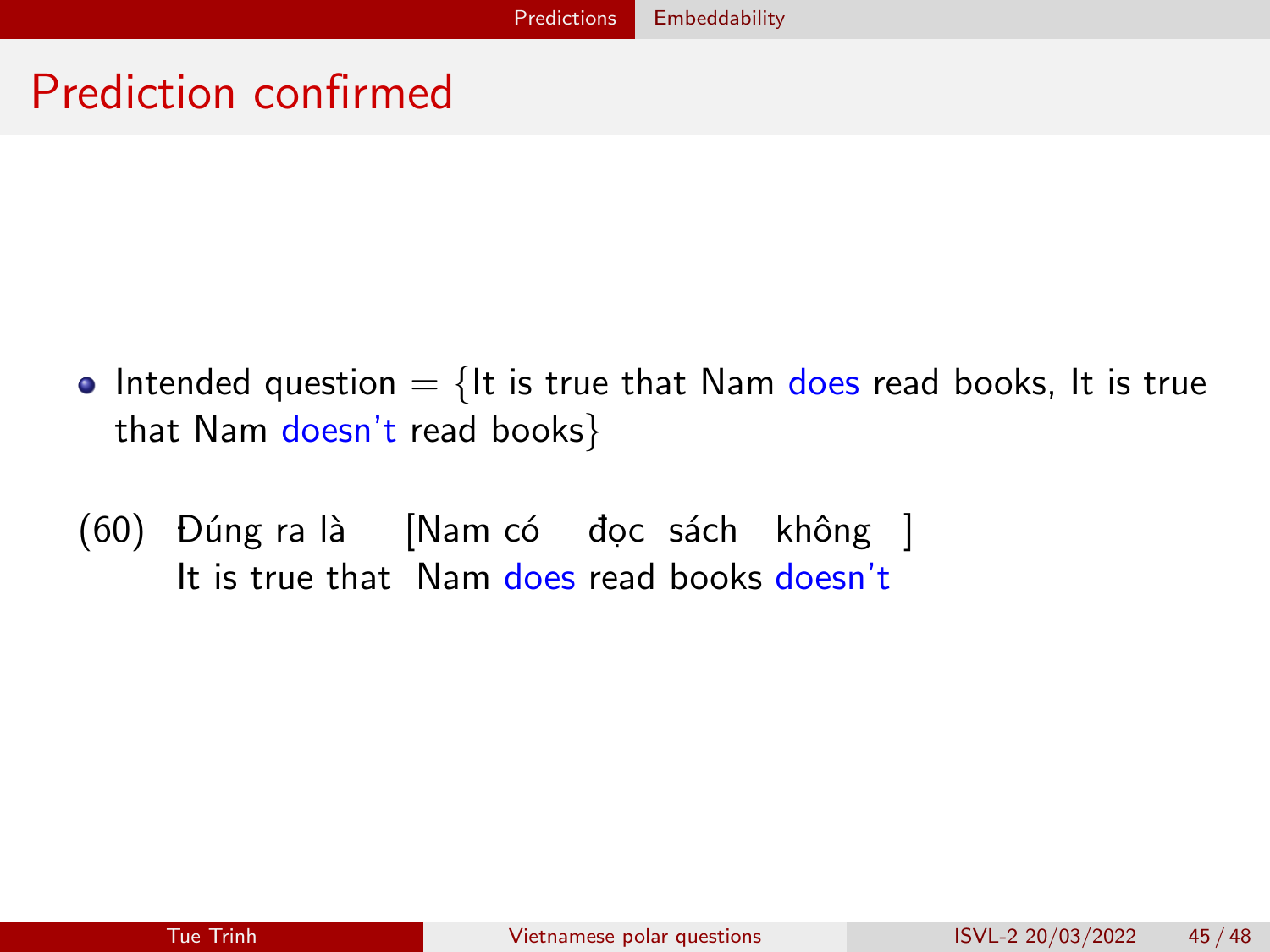# Prediction confirmed

- Intended question = {It is true that Nam does read books, It is true that Nam doesn't read books}

(60) Đúng ra là [Nam có đọc sách không ]
It is true that Nam does read books doesn't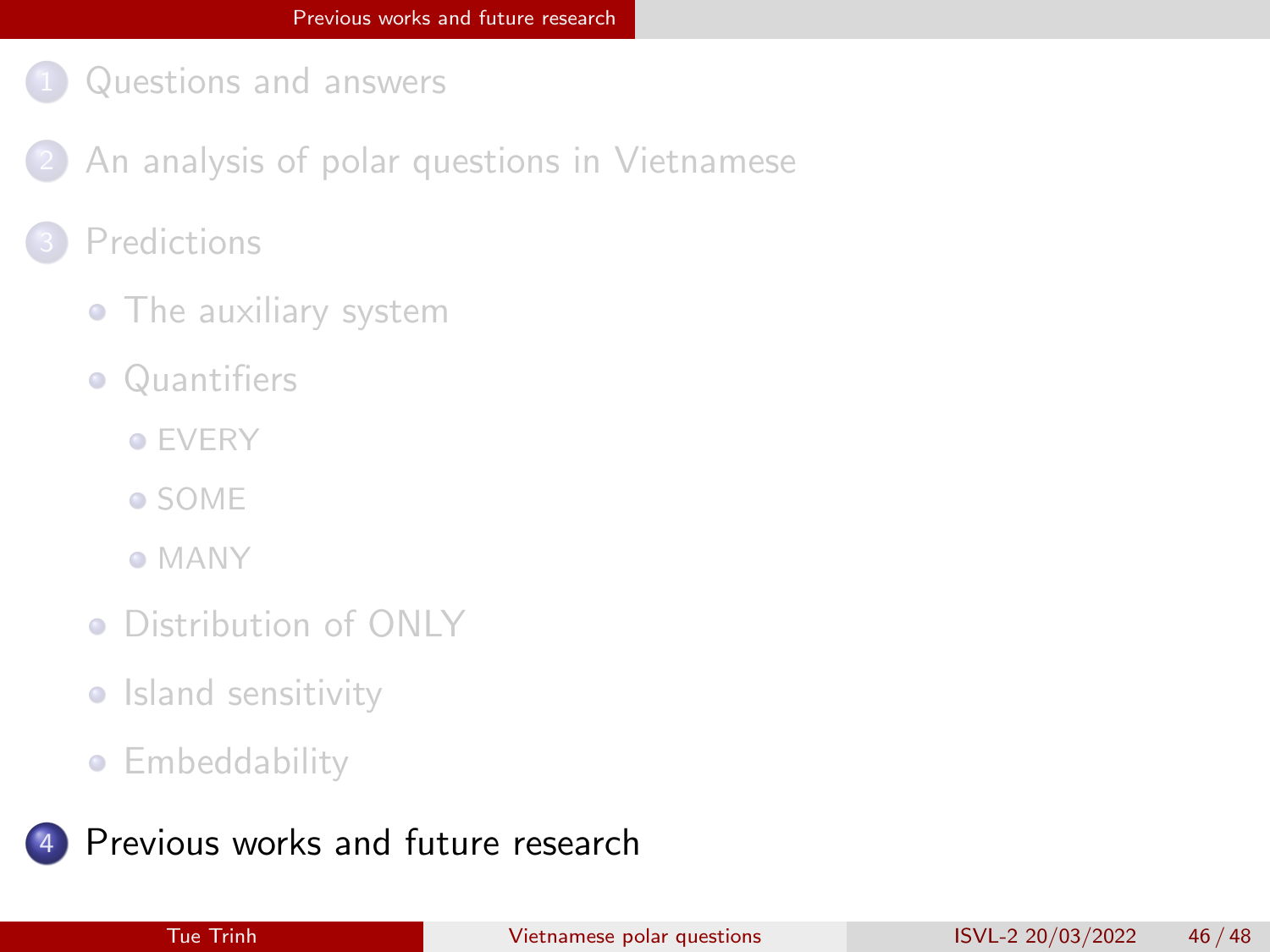1. Questions and answers
2. An analysis of polar questions in Vietnamese
3. Predictions
   - The auxiliary system
   - Quantifiers
     - EVERY
     - SOME
     - MANY
   - Distribution of ONLY
   - Island sensitivity
   - Embeddability
4. Previous works and future research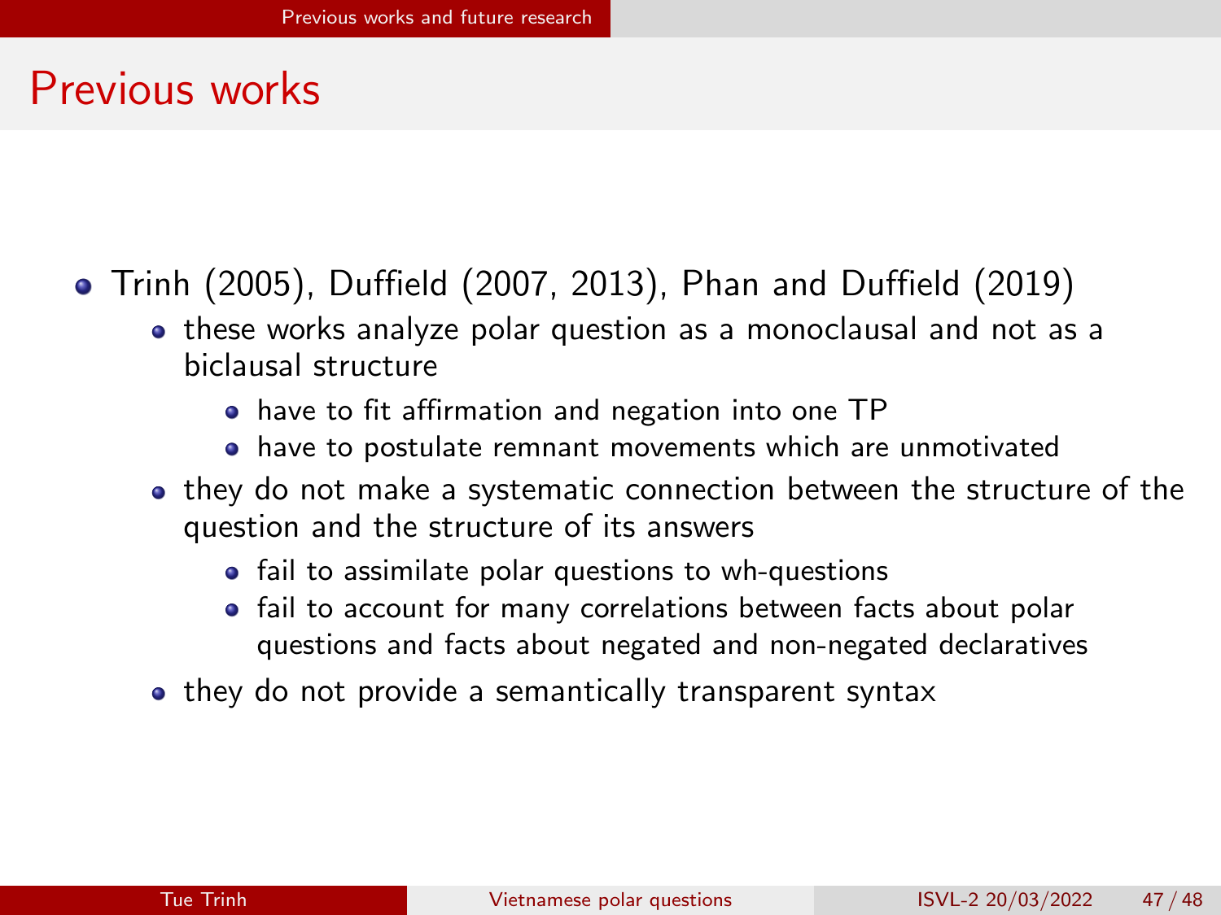# Previous works

- Trinh (2005), Duffield (2007, 2013), Phan and Duffield (2019)
  - these works analyze polar question as a monoclausal and not as a biclausal structure
    - have to fit affirmation and negation into one TP
    - have to postulate remnant movements which are unmotivated
  - they do not make a systematic connection between the structure of the question and the structure of its answers
    - fail to assimilate polar questions to wh-questions
    - fail to account for many correlations between facts about polar questions and facts about negated and non-negated declaratives
  - they do not provide a semantically transparent syntax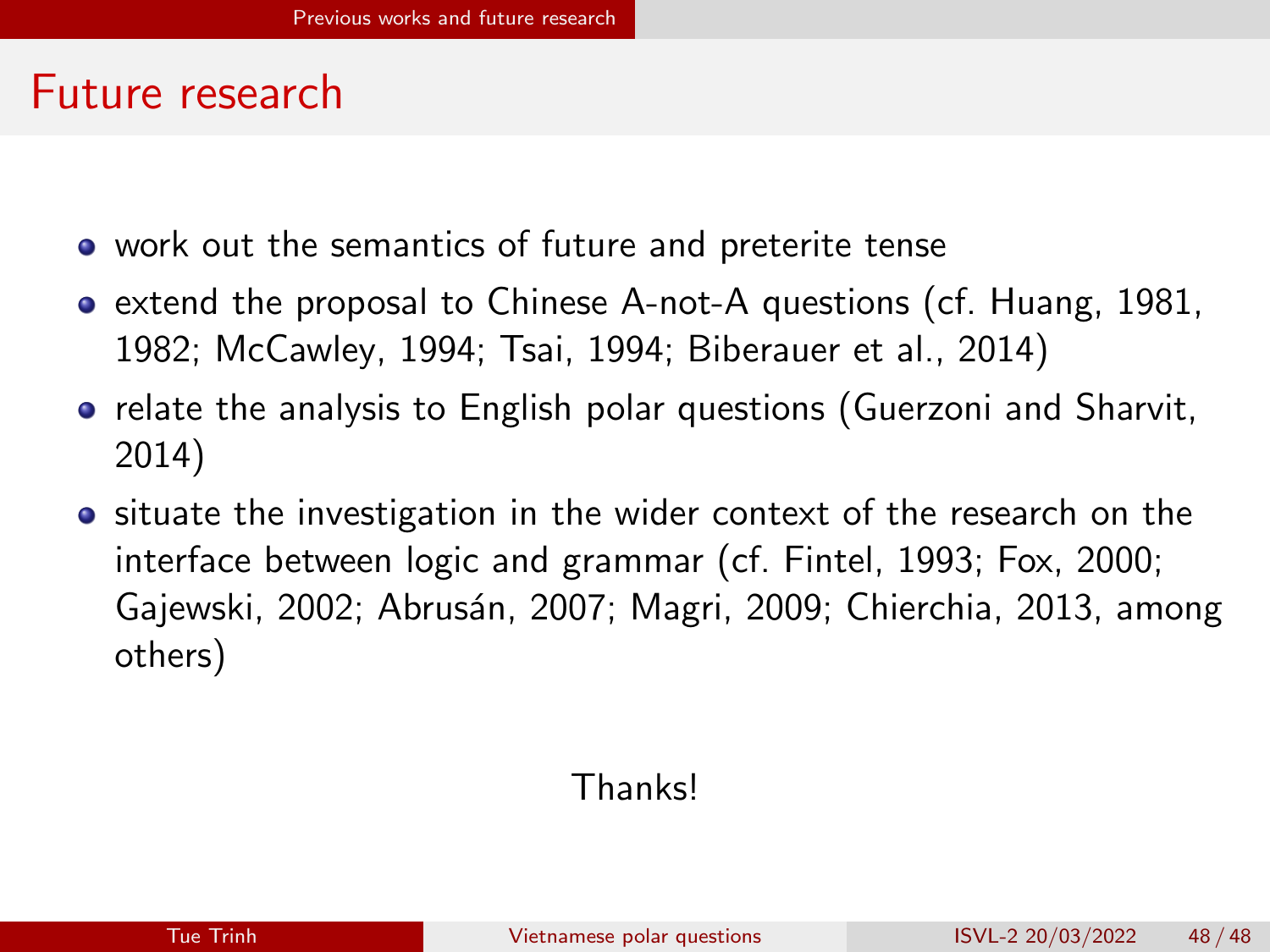# Future research

- work out the semantics of future and preterite tense
- extend the proposal to Chinese A-not-A questions (cf. Huang, 1981, 1982; McCawley, 1994; Tsai, 1994; Biberauer et al., 2014)
- relate the analysis to English polar questions (Guerzoni and Sharvit, 2014)
- situate the investigation in the wider context of the research on the interface between logic and grammar (cf. Fintel, 1993; Fox, 2000; Gajewski, 2002; Abrusán, 2007; Magri, 2009; Chierchia, 2013, among others)

Thanks!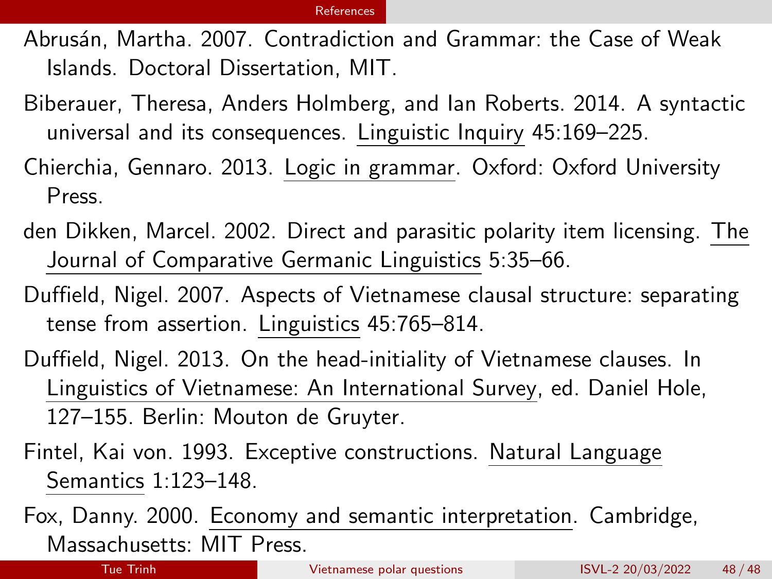Abrusán, Martha. 2007. Contradiction and Grammar: the Case of Weak Islands. Doctoral Dissertation, MIT.

Biberauer, Theresa, Anders Holmberg, and Ian Roberts. 2014. A syntactic universal and its consequences. Linguistic Inquiry 45:169–225.

Chierchia, Gennaro. 2013. Logic in grammar. Oxford: Oxford University Press.

den Dikken, Marcel. 2002. Direct and parasitic polarity item licensing. The Journal of Comparative Germanic Linguistics 5:35–66.

Duffield, Nigel. 2007. Aspects of Vietnamese clausal structure: separating tense from assertion. Linguistics 45:765–814.

Duffield, Nigel. 2013. On the head-initiality of Vietnamese clauses. In Linguistics of Vietnamese: An International Survey, ed. Daniel Hole, 127–155. Berlin: Mouton de Gruyter.

Fintel, Kai von. 1993. Exceptive constructions. Natural Language Semantics 1:123–148.

Fox, Danny. 2000. Economy and semantic interpretation. Cambridge, Massachusetts: MIT Press.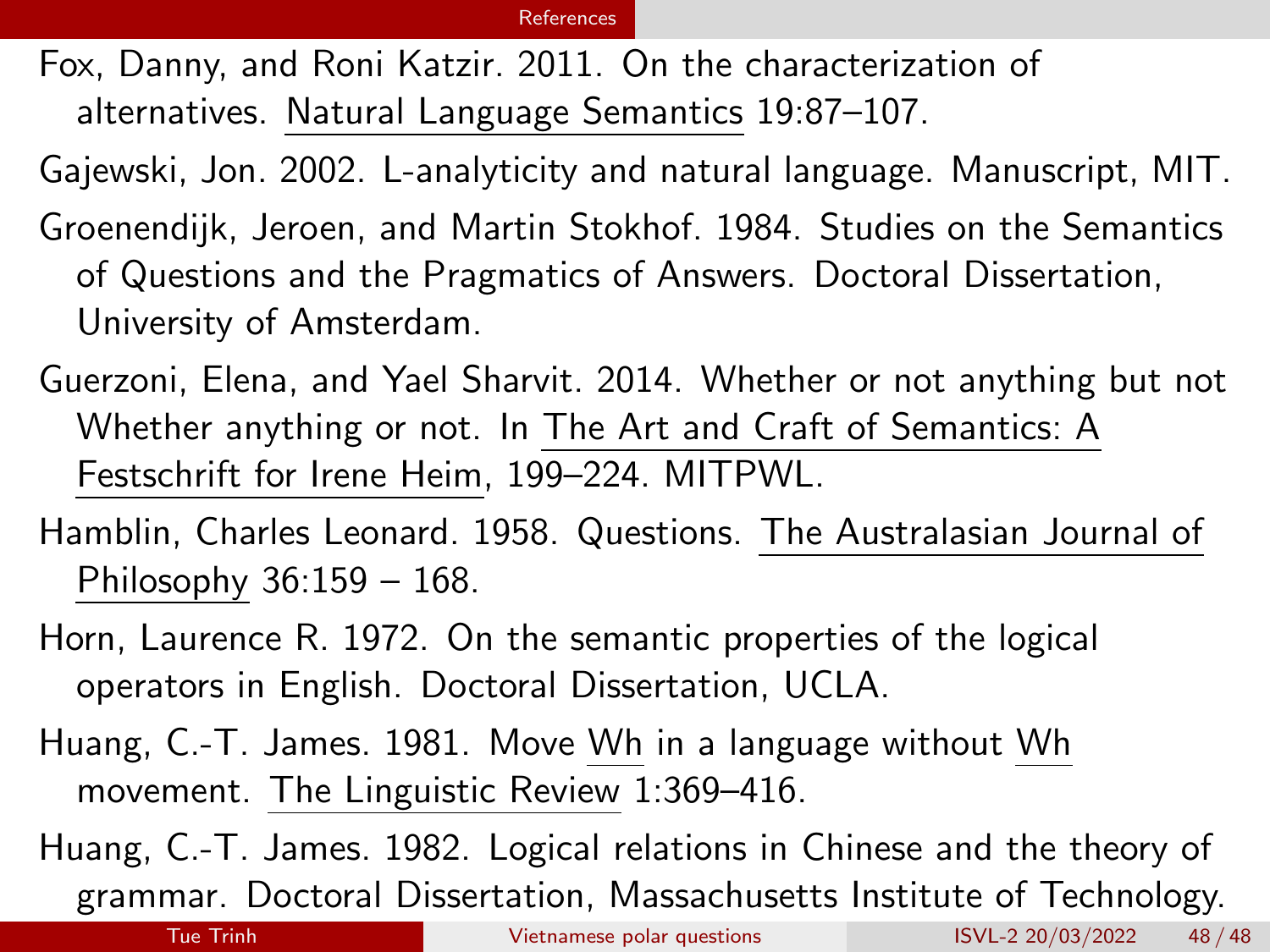Fox, Danny, and Roni Katzir. 2011. On the characterization of alternatives. Natural Language Semantics 19:87–107.

Gajewski, Jon. 2002. L-analyticity and natural language. Manuscript, MIT.

Groenendijk, Jeroen, and Martin Stokhof. 1984. Studies on the Semantics of Questions and the Pragmatics of Answers. Doctoral Dissertation, University of Amsterdam.

Guerzoni, Elena, and Yael Sharvit. 2014. Whether or not anything but not Whether anything or not. In The Art and Craft of Semantics: A Festschrift for Irene Heim, 199–224. MITPWL.

Hamblin, Charles Leonard. 1958. Questions. The Australasian Journal of Philosophy 36:159 – 168.

Horn, Laurence R. 1972. On the semantic properties of the logical operators in English. Doctoral Dissertation, UCLA.

Huang, C.-T. James. 1981. Move Wh in a language without Wh movement. The Linguistic Review 1:369–416.

Huang, C.-T. James. 1982. Logical relations in Chinese and the theory of grammar. Doctoral Dissertation, Massachusetts Institute of Technology.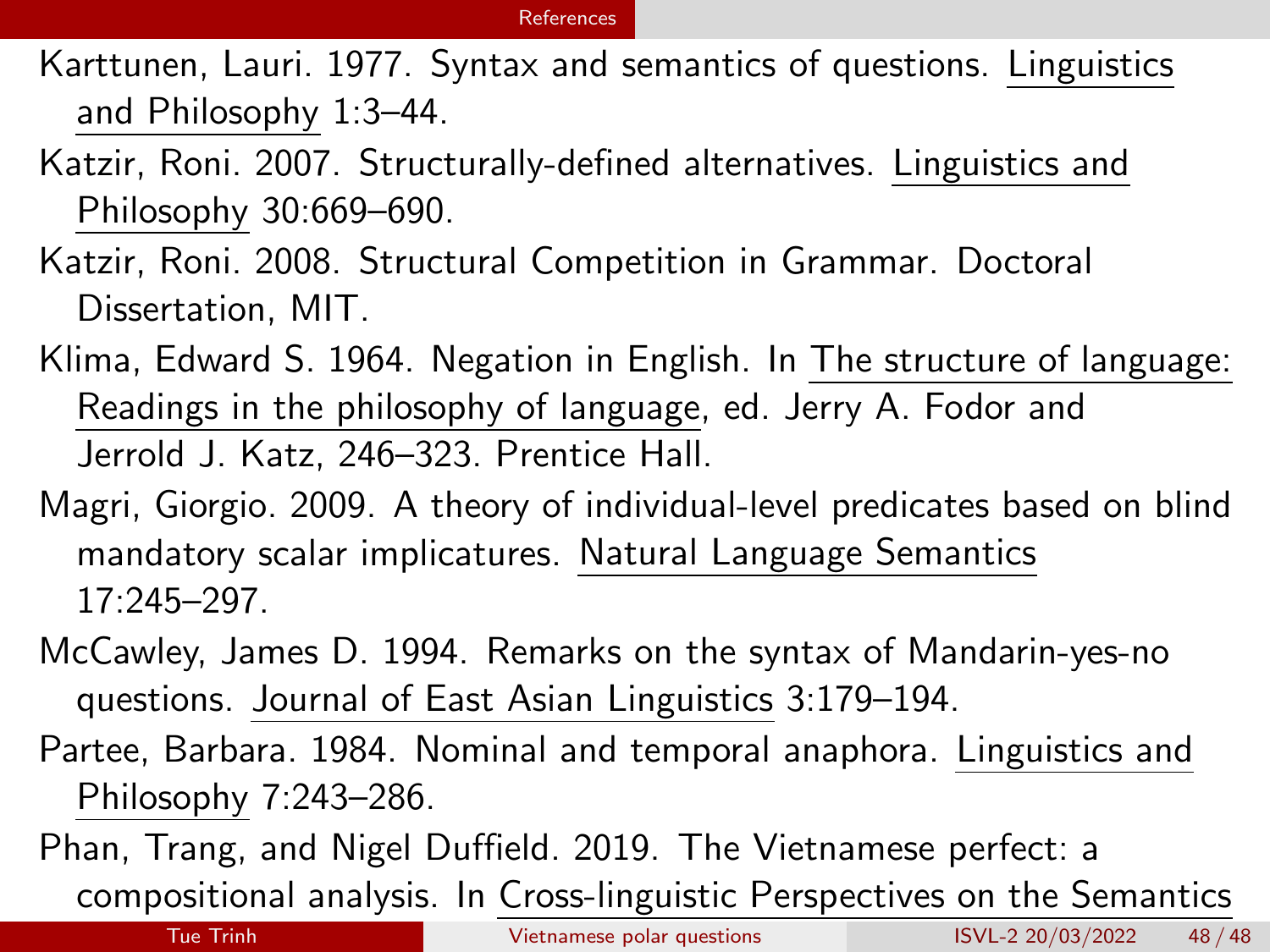Karttunen, Lauri. 1977. Syntax and semantics of questions. Linguistics and Philosophy 1:3–44.

Katzir, Roni. 2007. Structurally-defined alternatives. Linguistics and Philosophy 30:669–690.

Katzir, Roni. 2008. Structural Competition in Grammar. Doctoral Dissertation, MIT.

Klima, Edward S. 1964. Negation in English. In The structure of language: Readings in the philosophy of language, ed. Jerry A. Fodor and Jerrold J. Katz, 246–323. Prentice Hall.

Magri, Giorgio. 2009. A theory of individual-level predicates based on blind mandatory scalar implicatures. Natural Language Semantics 17:245–297.

McCawley, James D. 1994. Remarks on the syntax of Mandarin-yes-no questions. Journal of East Asian Linguistics 3:179–194.

Partee, Barbara. 1984. Nominal and temporal anaphora. Linguistics and Philosophy 7:243–286.

Phan, Trang, and Nigel Duffield. 2019. The Vietnamese perfect: a compositional analysis. In Cross-linguistic Perspectives on the Semantics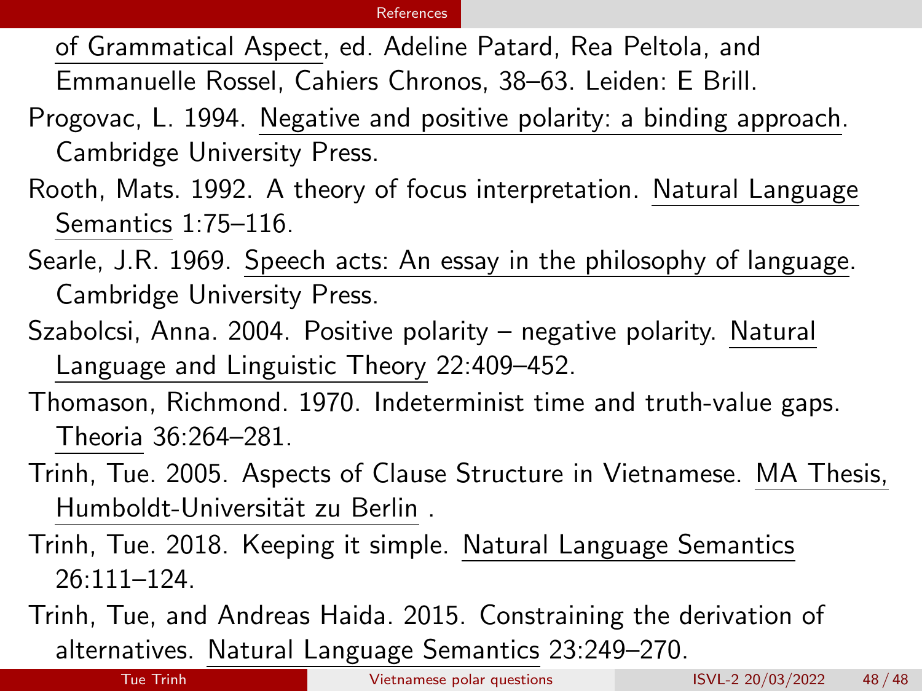of Grammatical Aspect, ed. Adeline Patard, Rea Peltola, and Emmanuelle Rossel, Cahiers Chronos, 38–63. Leiden: E Brill.

Progovac, L. 1994. Negative and positive polarity: a binding approach. Cambridge University Press.

Rooth, Mats. 1992. A theory of focus interpretation. Natural Language Semantics 1:75–116.

Searle, J.R. 1969. Speech acts: An essay in the philosophy of language. Cambridge University Press.

Szabolcsi, Anna. 2004. Positive polarity – negative polarity. Natural Language and Linguistic Theory 22:409–452.

Thomason, Richmond. 1970. Indeterminist time and truth-value gaps. Theoria 36:264–281.

Trinh, Tue. 2005. Aspects of Clause Structure in Vietnamese. MA Thesis, Humboldt-Universität zu Berlin .

Trinh, Tue. 2018. Keeping it simple. Natural Language Semantics 26:111–124.

Trinh, Tue, and Andreas Haida. 2015. Constraining the derivation of alternatives. Natural Language Semantics 23:249–270.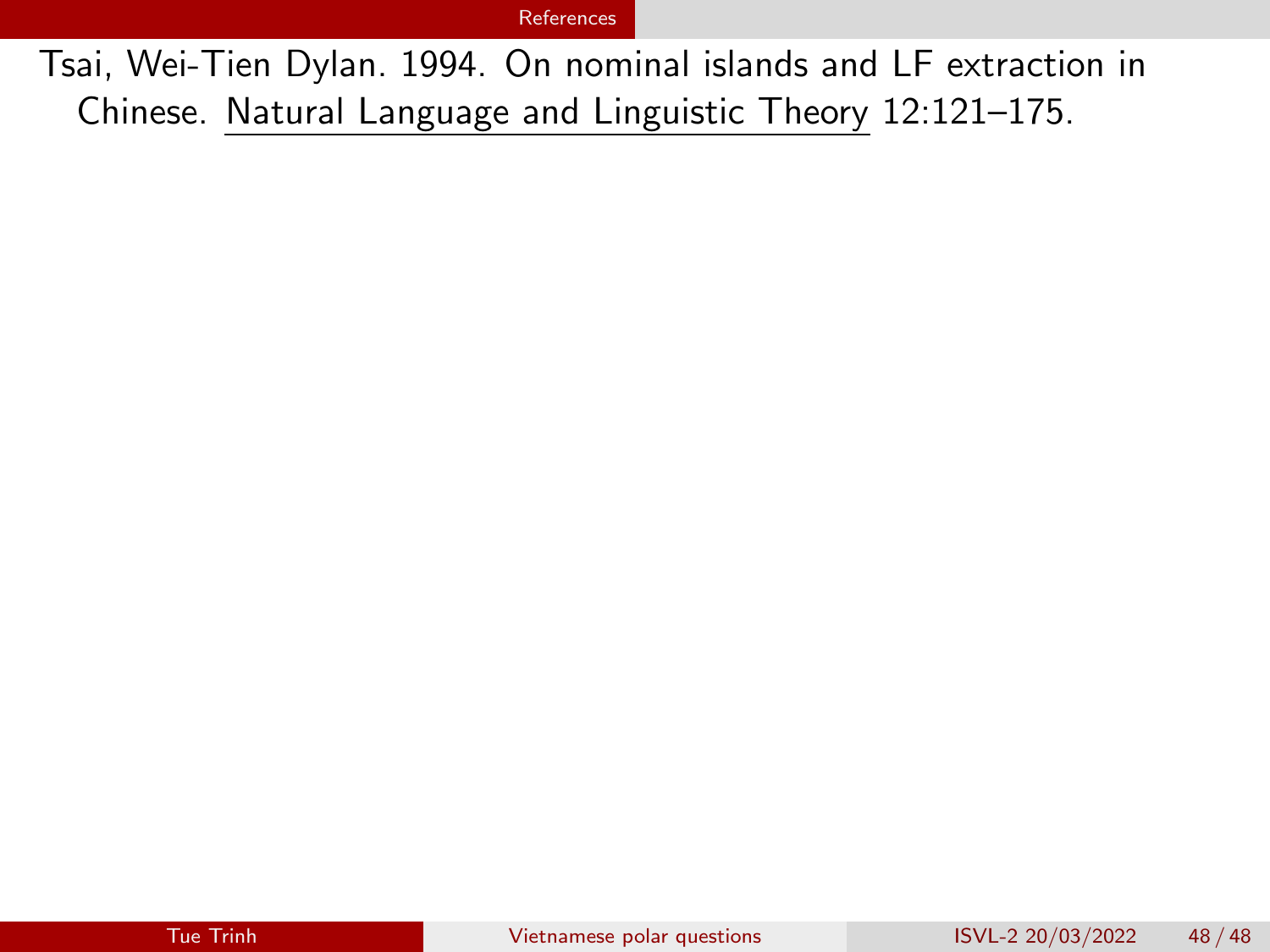Tsai, Wei-Tien Dylan. 1994. On nominal islands and LF extraction in Chinese. Natural Language and Linguistic Theory 12:121–175.